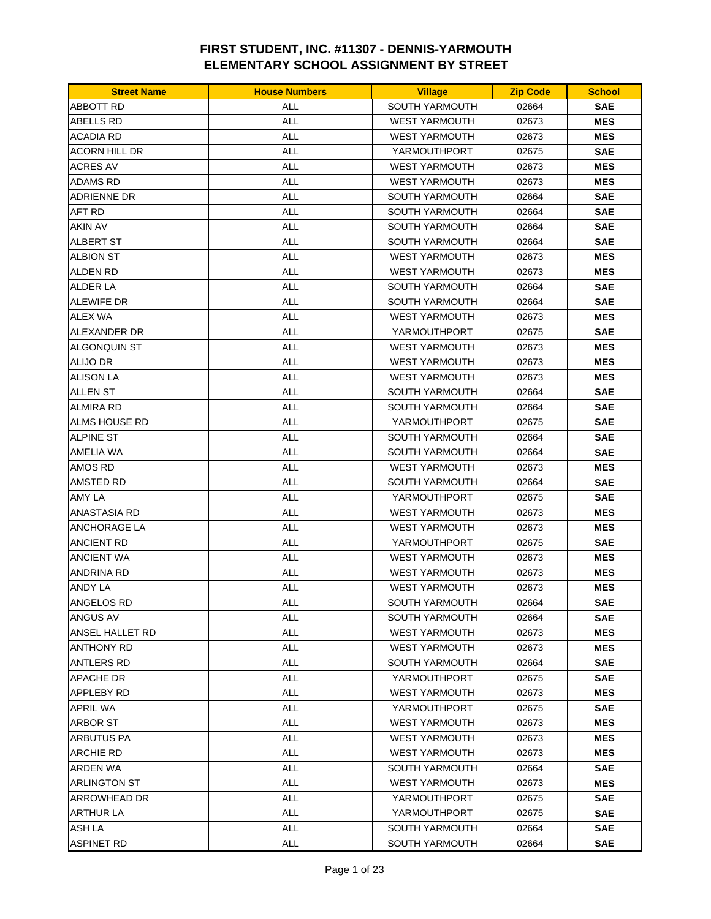# FIRST STUDENT, INC. #11307 - DENNIS-YARMOUTH
# ELEMENTARY SCHOOL ASSIGNMENT BY STREET

| Street Name | House Numbers | Village | Zip Code | School |
|---|---|---|---|---|
| ABBOTT RD | ALL | SOUTH YARMOUTH | 02664 | **SAE** |
| ABELLS RD | ALL | WEST YARMOUTH | 02673 | **MES** |
| ACADIA RD | ALL | WEST YARMOUTH | 02673 | **MES** |
| ACORN HILL DR | ALL | YARMOUTHPORT | 02675 | **SAE** |
| ACRES AV | ALL | WEST YARMOUTH | 02673 | **MES** |
| ADAMS RD | ALL | WEST YARMOUTH | 02673 | **MES** |
| ADRIENNE DR | ALL | SOUTH YARMOUTH | 02664 | **SAE** |
| AFT RD | ALL | SOUTH YARMOUTH | 02664 | **SAE** |
| AKIN AV | ALL | SOUTH YARMOUTH | 02664 | **SAE** |
| ALBERT ST | ALL | SOUTH YARMOUTH | 02664 | **SAE** |
| ALBION ST | ALL | WEST YARMOUTH | 02673 | **MES** |
| ALDEN RD | ALL | WEST YARMOUTH | 02673 | **MES** |
| ALDER LA | ALL | SOUTH YARMOUTH | 02664 | **SAE** |
| ALEWIFE DR | ALL | SOUTH YARMOUTH | 02664 | **SAE** |
| ALEX WA | ALL | WEST YARMOUTH | 02673 | **MES** |
| ALEXANDER DR | ALL | YARMOUTHPORT | 02675 | **SAE** |
| ALGONQUIN ST | ALL | WEST YARMOUTH | 02673 | **MES** |
| ALIJO DR | ALL | WEST YARMOUTH | 02673 | **MES** |
| ALISON LA | ALL | WEST YARMOUTH | 02673 | **MES** |
| ALLEN ST | ALL | SOUTH YARMOUTH | 02664 | **SAE** |
| ALMIRA RD | ALL | SOUTH YARMOUTH | 02664 | **SAE** |
| ALMS HOUSE RD | ALL | YARMOUTHPORT | 02675 | **SAE** |
| ALPINE ST | ALL | SOUTH YARMOUTH | 02664 | **SAE** |
| AMELIA WA | ALL | SOUTH YARMOUTH | 02664 | **SAE** |
| AMOS RD | ALL | WEST YARMOUTH | 02673 | **MES** |
| AMSTED RD | ALL | SOUTH YARMOUTH | 02664 | **SAE** |
| AMY LA | ALL | YARMOUTHPORT | 02675 | **SAE** |
| ANASTASIA RD | ALL | WEST YARMOUTH | 02673 | **MES** |
| ANCHORAGE LA | ALL | WEST YARMOUTH | 02673 | **MES** |
| ANCIENT RD | ALL | YARMOUTHPORT | 02675 | **SAE** |
| ANCIENT WA | ALL | WEST YARMOUTH | 02673 | **MES** |
| ANDRINA RD | ALL | WEST YARMOUTH | 02673 | **MES** |
| ANDY LA | ALL | WEST YARMOUTH | 02673 | **MES** |
| ANGELOS RD | ALL | SOUTH YARMOUTH | 02664 | **SAE** |
| ANGUS AV | ALL | SOUTH YARMOUTH | 02664 | **SAE** |
| ANSEL HALLET RD | ALL | WEST YARMOUTH | 02673 | **MES** |
| ANTHONY RD | ALL | WEST YARMOUTH | 02673 | **MES** |
| ANTLERS RD | ALL | SOUTH YARMOUTH | 02664 | **SAE** |
| APACHE DR | ALL | YARMOUTHPORT | 02675 | **SAE** |
| APPLEBY RD | ALL | WEST YARMOUTH | 02673 | **MES** |
| APRIL WA | ALL | YARMOUTHPORT | 02675 | **SAE** |
| ARBOR ST | ALL | WEST YARMOUTH | 02673 | **MES** |
| ARBUTUS PA | ALL | WEST YARMOUTH | 02673 | **MES** |
| ARCHIE RD | ALL | WEST YARMOUTH | 02673 | **MES** |
| ARDEN WA | ALL | SOUTH YARMOUTH | 02664 | **SAE** |
| ARLINGTON ST | ALL | WEST YARMOUTH | 02673 | **MES** |
| ARROWHEAD DR | ALL | YARMOUTHPORT | 02675 | **SAE** |
| ARTHUR LA | ALL | YARMOUTHPORT | 02675 | **SAE** |
| ASH LA | ALL | SOUTH YARMOUTH | 02664 | **SAE** |
| ASPINET RD | ALL | SOUTH YARMOUTH | 02664 | **SAE** |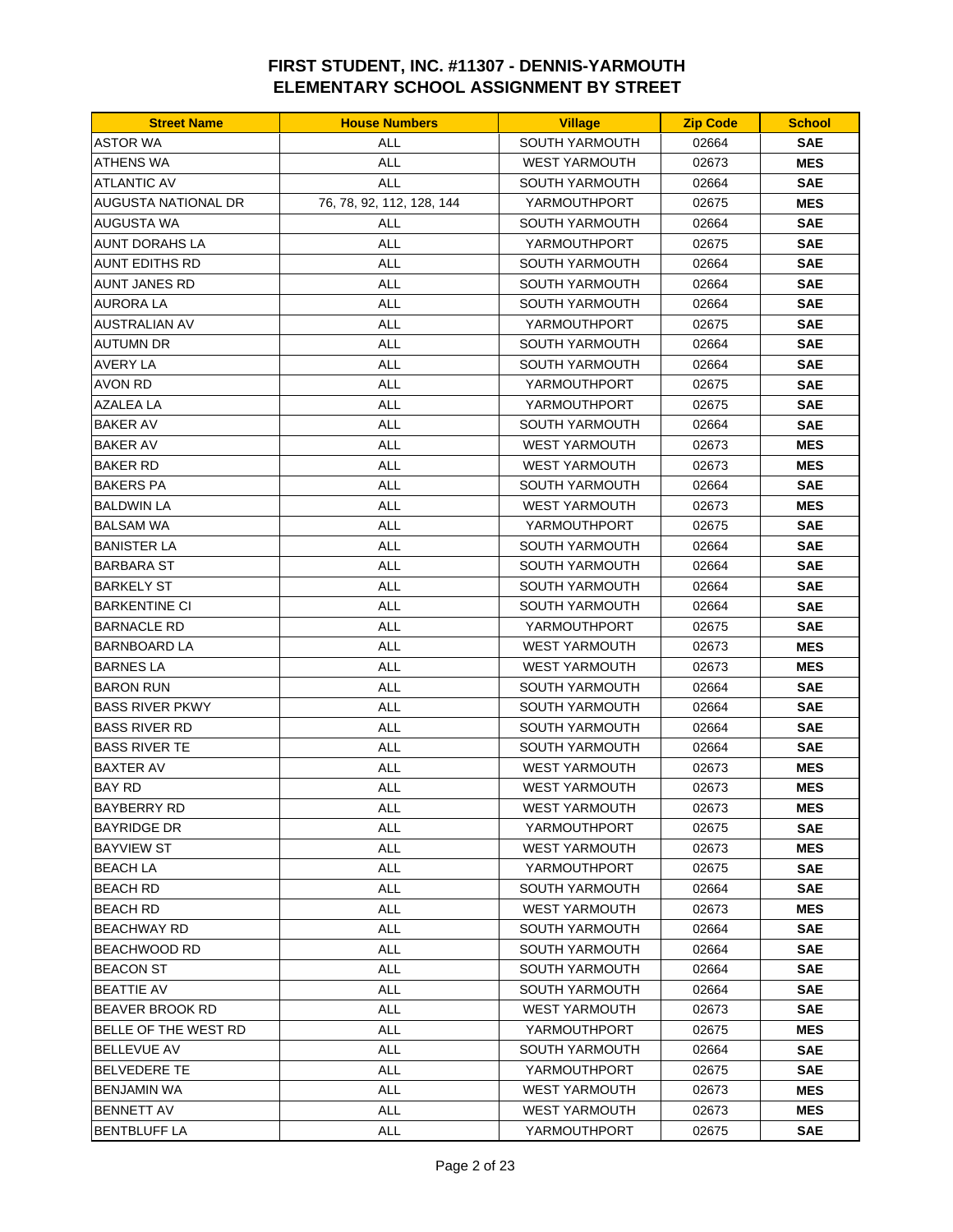# FIRST STUDENT, INC. #11307 - DENNIS-YARMOUTH
## ELEMENTARY SCHOOL ASSIGNMENT BY STREET

| Street Name | House Numbers | Village | Zip Code | School |
|---|---|---|---|---|
| ASTOR WA | ALL | SOUTH YARMOUTH | 02664 | **SAE** |
| ATHENS WA | ALL | WEST YARMOUTH | 02673 | **MES** |
| ATLANTIC AV | ALL | SOUTH YARMOUTH | 02664 | **SAE** |
| AUGUSTA NATIONAL DR | 76, 78, 92, 112, 128, 144 | YARMOUTHPORT | 02675 | **MES** |
| AUGUSTA WA | ALL | SOUTH YARMOUTH | 02664 | **SAE** |
| AUNT DORAHS LA | ALL | YARMOUTHPORT | 02675 | **SAE** |
| AUNT EDITHS RD | ALL | SOUTH YARMOUTH | 02664 | **SAE** |
| AUNT JANES RD | ALL | SOUTH YARMOUTH | 02664 | **SAE** |
| AURORA LA | ALL | SOUTH YARMOUTH | 02664 | **SAE** |
| AUSTRALIAN AV | ALL | YARMOUTHPORT | 02675 | **SAE** |
| AUTUMN DR | ALL | SOUTH YARMOUTH | 02664 | **SAE** |
| AVERY LA | ALL | SOUTH YARMOUTH | 02664 | **SAE** |
| AVON RD | ALL | YARMOUTHPORT | 02675 | **SAE** |
| AZALEA LA | ALL | YARMOUTHPORT | 02675 | **SAE** |
| BAKER AV | ALL | SOUTH YARMOUTH | 02664 | **SAE** |
| BAKER AV | ALL | WEST YARMOUTH | 02673 | **MES** |
| BAKER RD | ALL | WEST YARMOUTH | 02673 | **MES** |
| BAKERS PA | ALL | SOUTH YARMOUTH | 02664 | **SAE** |
| BALDWIN LA | ALL | WEST YARMOUTH | 02673 | **MES** |
| BALSAM WA | ALL | YARMOUTHPORT | 02675 | **SAE** |
| BANISTER LA | ALL | SOUTH YARMOUTH | 02664 | **SAE** |
| BARBARA ST | ALL | SOUTH YARMOUTH | 02664 | **SAE** |
| BARKELY ST | ALL | SOUTH YARMOUTH | 02664 | **SAE** |
| BARKENTINE CI | ALL | SOUTH YARMOUTH | 02664 | **SAE** |
| BARNACLE RD | ALL | YARMOUTHPORT | 02675 | **SAE** |
| BARNBOARD LA | ALL | WEST YARMOUTH | 02673 | **MES** |
| BARNES LA | ALL | WEST YARMOUTH | 02673 | **MES** |
| BARON RUN | ALL | SOUTH YARMOUTH | 02664 | **SAE** |
| BASS RIVER PKWY | ALL | SOUTH YARMOUTH | 02664 | **SAE** |
| BASS RIVER RD | ALL | SOUTH YARMOUTH | 02664 | **SAE** |
| BASS RIVER TE | ALL | SOUTH YARMOUTH | 02664 | **SAE** |
| BAXTER AV | ALL | WEST YARMOUTH | 02673 | **MES** |
| BAY RD | ALL | WEST YARMOUTH | 02673 | **MES** |
| BAYBERRY RD | ALL | WEST YARMOUTH | 02673 | **MES** |
| BAYRIDGE DR | ALL | YARMOUTHPORT | 02675 | **SAE** |
| BAYVIEW ST | ALL | WEST YARMOUTH | 02673 | **MES** |
| BEACH LA | ALL | YARMOUTHPORT | 02675 | **SAE** |
| BEACH RD | ALL | SOUTH YARMOUTH | 02664 | **SAE** |
| BEACH RD | ALL | WEST YARMOUTH | 02673 | **MES** |
| BEACHWAY RD | ALL | SOUTH YARMOUTH | 02664 | **SAE** |
| BEACHWOOD RD | ALL | SOUTH YARMOUTH | 02664 | **SAE** |
| BEACON ST | ALL | SOUTH YARMOUTH | 02664 | **SAE** |
| BEATTIE AV | ALL | SOUTH YARMOUTH | 02664 | **SAE** |
| BEAVER BROOK RD | ALL | WEST YARMOUTH | 02673 | **SAE** |
| BELLE OF THE WEST RD | ALL | YARMOUTHPORT | 02675 | **MES** |
| BELLEVUE AV | ALL | SOUTH YARMOUTH | 02664 | **SAE** |
| BELVEDERE TE | ALL | YARMOUTHPORT | 02675 | **SAE** |
| BENJAMIN WA | ALL | WEST YARMOUTH | 02673 | **MES** |
| BENNETT AV | ALL | WEST YARMOUTH | 02673 | **MES** |
| BENTBLUFF LA | ALL | YARMOUTHPORT | 02675 | **SAE** |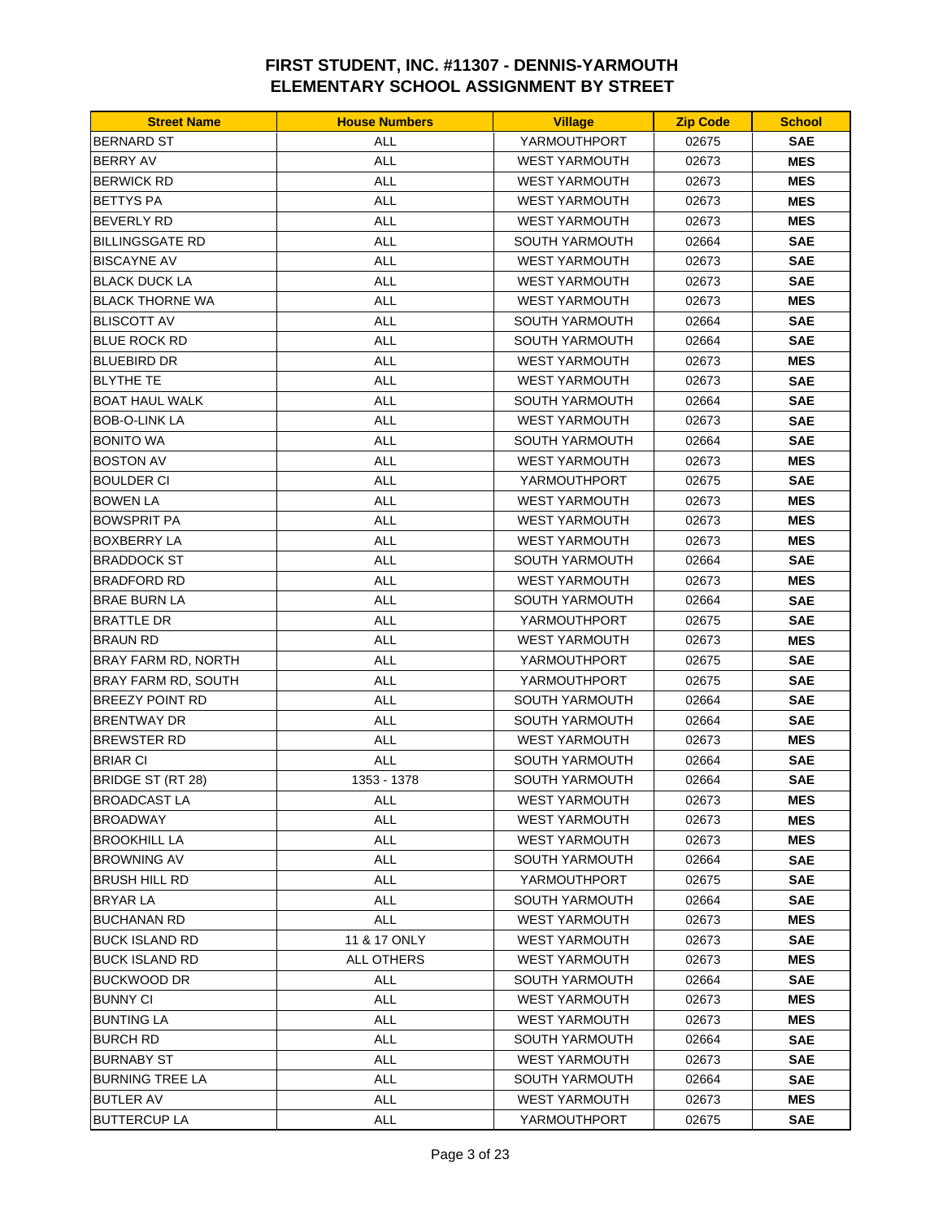# FIRST STUDENT, INC. #11307 - DENNIS-YARMOUTH
# ELEMENTARY SCHOOL ASSIGNMENT BY STREET

| Street Name | House Numbers | Village | Zip Code | School |
|---|---|---|---|---|
| BERNARD ST | ALL | YARMOUTHPORT | 02675 | **SAE** |
| BERRY AV | ALL | WEST YARMOUTH | 02673 | **MES** |
| BERWICK RD | ALL | WEST YARMOUTH | 02673 | **MES** |
| BETTYS PA | ALL | WEST YARMOUTH | 02673 | **MES** |
| BEVERLY RD | ALL | WEST YARMOUTH | 02673 | **MES** |
| BILLINGSGATE RD | ALL | SOUTH YARMOUTH | 02664 | **SAE** |
| BISCAYNE AV | ALL | WEST YARMOUTH | 02673 | **SAE** |
| BLACK DUCK LA | ALL | WEST YARMOUTH | 02673 | **SAE** |
| BLACK THORNE WA | ALL | WEST YARMOUTH | 02673 | **MES** |
| BLISCOTT AV | ALL | SOUTH YARMOUTH | 02664 | **SAE** |
| BLUE ROCK RD | ALL | SOUTH YARMOUTH | 02664 | **SAE** |
| BLUEBIRD DR | ALL | WEST YARMOUTH | 02673 | **MES** |
| BLYTHE TE | ALL | WEST YARMOUTH | 02673 | **SAE** |
| BOAT HAUL WALK | ALL | SOUTH YARMOUTH | 02664 | **SAE** |
| BOB-O-LINK LA | ALL | WEST YARMOUTH | 02673 | **SAE** |
| BONITO WA | ALL | SOUTH YARMOUTH | 02664 | **SAE** |
| BOSTON AV | ALL | WEST YARMOUTH | 02673 | **MES** |
| BOULDER CI | ALL | YARMOUTHPORT | 02675 | **SAE** |
| BOWEN LA | ALL | WEST YARMOUTH | 02673 | **MES** |
| BOWSPRIT PA | ALL | WEST YARMOUTH | 02673 | **MES** |
| BOXBERRY LA | ALL | WEST YARMOUTH | 02673 | **MES** |
| BRADDOCK ST | ALL | SOUTH YARMOUTH | 02664 | **SAE** |
| BRADFORD RD | ALL | WEST YARMOUTH | 02673 | **MES** |
| BRAE BURN LA | ALL | SOUTH YARMOUTH | 02664 | **SAE** |
| BRATTLE DR | ALL | YARMOUTHPORT | 02675 | **SAE** |
| BRAUN RD | ALL | WEST YARMOUTH | 02673 | **MES** |
| BRAY FARM RD, NORTH | ALL | YARMOUTHPORT | 02675 | **SAE** |
| BRAY FARM RD, SOUTH | ALL | YARMOUTHPORT | 02675 | **SAE** |
| BREEZY POINT RD | ALL | SOUTH YARMOUTH | 02664 | **SAE** |
| BRENTWAY DR | ALL | SOUTH YARMOUTH | 02664 | **SAE** |
| BREWSTER RD | ALL | WEST YARMOUTH | 02673 | **MES** |
| BRIAR CI | ALL | SOUTH YARMOUTH | 02664 | **SAE** |
| BRIDGE ST (RT 28) | 1353 - 1378 | SOUTH YARMOUTH | 02664 | **SAE** |
| BROADCAST LA | ALL | WEST YARMOUTH | 02673 | **MES** |
| BROADWAY | ALL | WEST YARMOUTH | 02673 | **MES** |
| BROOKHILL LA | ALL | WEST YARMOUTH | 02673 | **MES** |
| BROWNING AV | ALL | SOUTH YARMOUTH | 02664 | **SAE** |
| BRUSH HILL RD | ALL | YARMOUTHPORT | 02675 | **SAE** |
| BRYAR LA | ALL | SOUTH YARMOUTH | 02664 | **SAE** |
| BUCHANAN RD | ALL | WEST YARMOUTH | 02673 | **MES** |
| BUCK ISLAND RD | 11 & 17 ONLY | WEST YARMOUTH | 02673 | **SAE** |
| BUCK ISLAND RD | ALL OTHERS | WEST YARMOUTH | 02673 | **MES** |
| BUCKWOOD DR | ALL | SOUTH YARMOUTH | 02664 | **SAE** |
| BUNNY CI | ALL | WEST YARMOUTH | 02673 | **MES** |
| BUNTING LA | ALL | WEST YARMOUTH | 02673 | **MES** |
| BURCH RD | ALL | SOUTH YARMOUTH | 02664 | **SAE** |
| BURNABY ST | ALL | WEST YARMOUTH | 02673 | **SAE** |
| BURNING TREE LA | ALL | SOUTH YARMOUTH | 02664 | **SAE** |
| BUTLER AV | ALL | WEST YARMOUTH | 02673 | **MES** |
| BUTTERCUP LA | ALL | YARMOUTHPORT | 02675 | **SAE** |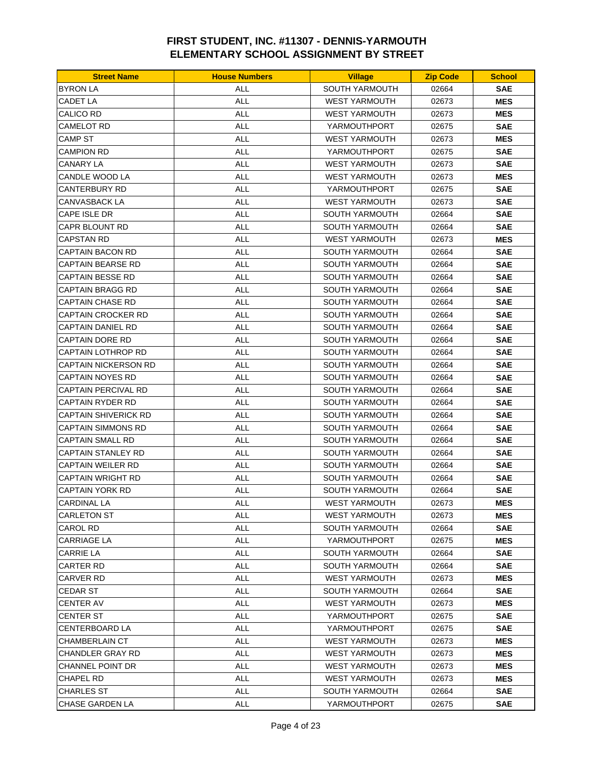# FIRST STUDENT, INC. #11307 - DENNIS-YARMOUTH
# ELEMENTARY SCHOOL ASSIGNMENT BY STREET

| Street Name | House Numbers | Village | Zip Code | School |
|---|---|---|---|---|
| BYRON LA | ALL | SOUTH YARMOUTH | 02664 | **SAE** |
| CADET LA | ALL | WEST YARMOUTH | 02673 | **MES** |
| CALICO RD | ALL | WEST YARMOUTH | 02673 | **MES** |
| CAMELOT RD | ALL | YARMOUTHPORT | 02675 | **SAE** |
| CAMP ST | ALL | WEST YARMOUTH | 02673 | **MES** |
| CAMPION RD | ALL | YARMOUTHPORT | 02675 | **SAE** |
| CANARY LA | ALL | WEST YARMOUTH | 02673 | **SAE** |
| CANDLE WOOD LA | ALL | WEST YARMOUTH | 02673 | **MES** |
| CANTERBURY RD | ALL | YARMOUTHPORT | 02675 | **SAE** |
| CANVASBACK LA | ALL | WEST YARMOUTH | 02673 | **SAE** |
| CAPE ISLE DR | ALL | SOUTH YARMOUTH | 02664 | **SAE** |
| CAPR BLOUNT RD | ALL | SOUTH YARMOUTH | 02664 | **SAE** |
| CAPSTAN RD | ALL | WEST YARMOUTH | 02673 | **MES** |
| CAPTAIN BACON RD | ALL | SOUTH YARMOUTH | 02664 | **SAE** |
| CAPTAIN BEARSE RD | ALL | SOUTH YARMOUTH | 02664 | **SAE** |
| CAPTAIN BESSE RD | ALL | SOUTH YARMOUTH | 02664 | **SAE** |
| CAPTAIN BRAGG RD | ALL | SOUTH YARMOUTH | 02664 | **SAE** |
| CAPTAIN CHASE RD | ALL | SOUTH YARMOUTH | 02664 | **SAE** |
| CAPTAIN CROCKER RD | ALL | SOUTH YARMOUTH | 02664 | **SAE** |
| CAPTAIN DANIEL RD | ALL | SOUTH YARMOUTH | 02664 | **SAE** |
| CAPTAIN DORE RD | ALL | SOUTH YARMOUTH | 02664 | **SAE** |
| CAPTAIN LOTHROP RD | ALL | SOUTH YARMOUTH | 02664 | **SAE** |
| CAPTAIN NICKERSON RD | ALL | SOUTH YARMOUTH | 02664 | **SAE** |
| CAPTAIN NOYES RD | ALL | SOUTH YARMOUTH | 02664 | **SAE** |
| CAPTAIN PERCIVAL RD | ALL | SOUTH YARMOUTH | 02664 | **SAE** |
| CAPTAIN RYDER RD | ALL | SOUTH YARMOUTH | 02664 | **SAE** |
| CAPTAIN SHIVERICK RD | ALL | SOUTH YARMOUTH | 02664 | **SAE** |
| CAPTAIN SIMMONS RD | ALL | SOUTH YARMOUTH | 02664 | **SAE** |
| CAPTAIN SMALL RD | ALL | SOUTH YARMOUTH | 02664 | **SAE** |
| CAPTAIN STANLEY RD | ALL | SOUTH YARMOUTH | 02664 | **SAE** |
| CAPTAIN WEILER RD | ALL | SOUTH YARMOUTH | 02664 | **SAE** |
| CAPTAIN WRIGHT RD | ALL | SOUTH YARMOUTH | 02664 | **SAE** |
| CAPTAIN YORK RD | ALL | SOUTH YARMOUTH | 02664 | **SAE** |
| CARDINAL LA | ALL | WEST YARMOUTH | 02673 | **MES** |
| CARLETON ST | ALL | WEST YARMOUTH | 02673 | **MES** |
| CAROL RD | ALL | SOUTH YARMOUTH | 02664 | **SAE** |
| CARRIAGE LA | ALL | YARMOUTHPORT | 02675 | **MES** |
| CARRIE LA | ALL | SOUTH YARMOUTH | 02664 | **SAE** |
| CARTER RD | ALL | SOUTH YARMOUTH | 02664 | **SAE** |
| CARVER RD | ALL | WEST YARMOUTH | 02673 | **MES** |
| CEDAR ST | ALL | SOUTH YARMOUTH | 02664 | **SAE** |
| CENTER AV | ALL | WEST YARMOUTH | 02673 | **MES** |
| CENTER ST | ALL | YARMOUTHPORT | 02675 | **SAE** |
| CENTERBOARD LA | ALL | YARMOUTHPORT | 02675 | **SAE** |
| CHAMBERLAIN CT | ALL | WEST YARMOUTH | 02673 | **MES** |
| CHANDLER GRAY RD | ALL | WEST YARMOUTH | 02673 | **MES** |
| CHANNEL POINT DR | ALL | WEST YARMOUTH | 02673 | **MES** |
| CHAPEL RD | ALL | WEST YARMOUTH | 02673 | **MES** |
| CHARLES ST | ALL | SOUTH YARMOUTH | 02664 | **SAE** |
| CHASE GARDEN LA | ALL | YARMOUTHPORT | 02675 | **SAE** |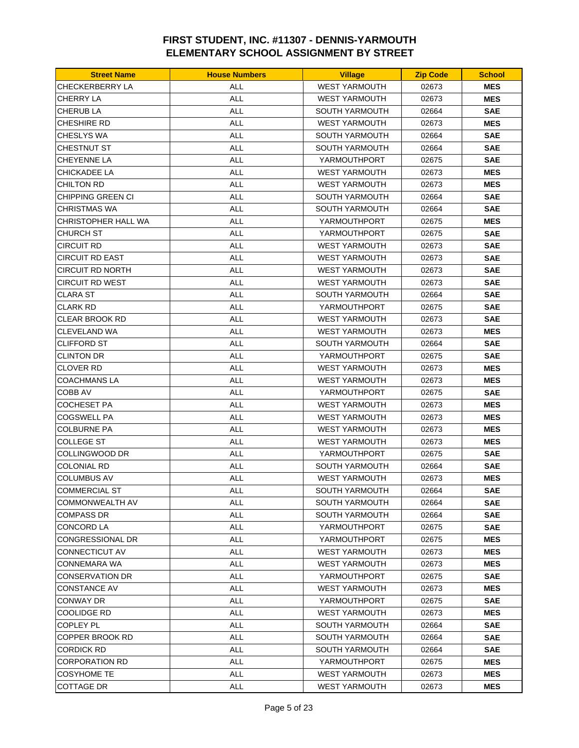# FIRST STUDENT, INC. #11307 - DENNIS-YARMOUTH
# ELEMENTARY SCHOOL ASSIGNMENT BY STREET

| Street Name | House Numbers | Village | Zip Code | School |
|---|---|---|---|---|
| CHECKERBERRY LA | ALL | WEST YARMOUTH | 02673 | **MES** |
| CHERRY LA | ALL | WEST YARMOUTH | 02673 | **MES** |
| CHERUB LA | ALL | SOUTH YARMOUTH | 02664 | **SAE** |
| CHESHIRE RD | ALL | WEST YARMOUTH | 02673 | **MES** |
| CHESLYS WA | ALL | SOUTH YARMOUTH | 02664 | **SAE** |
| CHESTNUT ST | ALL | SOUTH YARMOUTH | 02664 | **SAE** |
| CHEYENNE LA | ALL | YARMOUTHPORT | 02675 | **SAE** |
| CHICKADEE LA | ALL | WEST YARMOUTH | 02673 | **MES** |
| CHILTON RD | ALL | WEST YARMOUTH | 02673 | **MES** |
| CHIPPING GREEN CI | ALL | SOUTH YARMOUTH | 02664 | **SAE** |
| CHRISTMAS WA | ALL | SOUTH YARMOUTH | 02664 | **SAE** |
| CHRISTOPHER HALL WA | ALL | YARMOUTHPORT | 02675 | **MES** |
| CHURCH ST | ALL | YARMOUTHPORT | 02675 | **SAE** |
| CIRCUIT RD | ALL | WEST YARMOUTH | 02673 | **SAE** |
| CIRCUIT RD EAST | ALL | WEST YARMOUTH | 02673 | **SAE** |
| CIRCUIT RD NORTH | ALL | WEST YARMOUTH | 02673 | **SAE** |
| CIRCUIT RD WEST | ALL | WEST YARMOUTH | 02673 | **SAE** |
| CLARA ST | ALL | SOUTH YARMOUTH | 02664 | **SAE** |
| CLARK RD | ALL | YARMOUTHPORT | 02675 | **SAE** |
| CLEAR BROOK RD | ALL | WEST YARMOUTH | 02673 | **SAE** |
| CLEVELAND WA | ALL | WEST YARMOUTH | 02673 | **MES** |
| CLIFFORD ST | ALL | SOUTH YARMOUTH | 02664 | **SAE** |
| CLINTON DR | ALL | YARMOUTHPORT | 02675 | **SAE** |
| CLOVER RD | ALL | WEST YARMOUTH | 02673 | **MES** |
| COACHMANS LA | ALL | WEST YARMOUTH | 02673 | **MES** |
| COBB AV | ALL | YARMOUTHPORT | 02675 | **SAE** |
| COCHESET PA | ALL | WEST YARMOUTH | 02673 | **MES** |
| COGSWELL PA | ALL | WEST YARMOUTH | 02673 | **MES** |
| COLBURNE PA | ALL | WEST YARMOUTH | 02673 | **MES** |
| COLLEGE ST | ALL | WEST YARMOUTH | 02673 | **MES** |
| COLLINGWOOD DR | ALL | YARMOUTHPORT | 02675 | **SAE** |
| COLONIAL RD | ALL | SOUTH YARMOUTH | 02664 | **SAE** |
| COLUMBUS AV | ALL | WEST YARMOUTH | 02673 | **MES** |
| COMMERCIAL ST | ALL | SOUTH YARMOUTH | 02664 | **SAE** |
| COMMONWEALTH AV | ALL | SOUTH YARMOUTH | 02664 | **SAE** |
| COMPASS DR | ALL | SOUTH YARMOUTH | 02664 | **SAE** |
| CONCORD LA | ALL | YARMOUTHPORT | 02675 | **SAE** |
| CONGRESSIONAL DR | ALL | YARMOUTHPORT | 02675 | **MES** |
| CONNECTICUT AV | ALL | WEST YARMOUTH | 02673 | **MES** |
| CONNEMARA WA | ALL | WEST YARMOUTH | 02673 | **MES** |
| CONSERVATION DR | ALL | YARMOUTHPORT | 02675 | **SAE** |
| CONSTANCE AV | ALL | WEST YARMOUTH | 02673 | **MES** |
| CONWAY DR | ALL | YARMOUTHPORT | 02675 | **SAE** |
| COOLIDGE RD | ALL | WEST YARMOUTH | 02673 | **MES** |
| COPLEY PL | ALL | SOUTH YARMOUTH | 02664 | **SAE** |
| COPPER BROOK RD | ALL | SOUTH YARMOUTH | 02664 | **SAE** |
| CORDICK RD | ALL | SOUTH YARMOUTH | 02664 | **SAE** |
| CORPORATION RD | ALL | YARMOUTHPORT | 02675 | **MES** |
| COSYHOME TE | ALL | WEST YARMOUTH | 02673 | **MES** |
| COTTAGE DR | ALL | WEST YARMOUTH | 02673 | **MES** |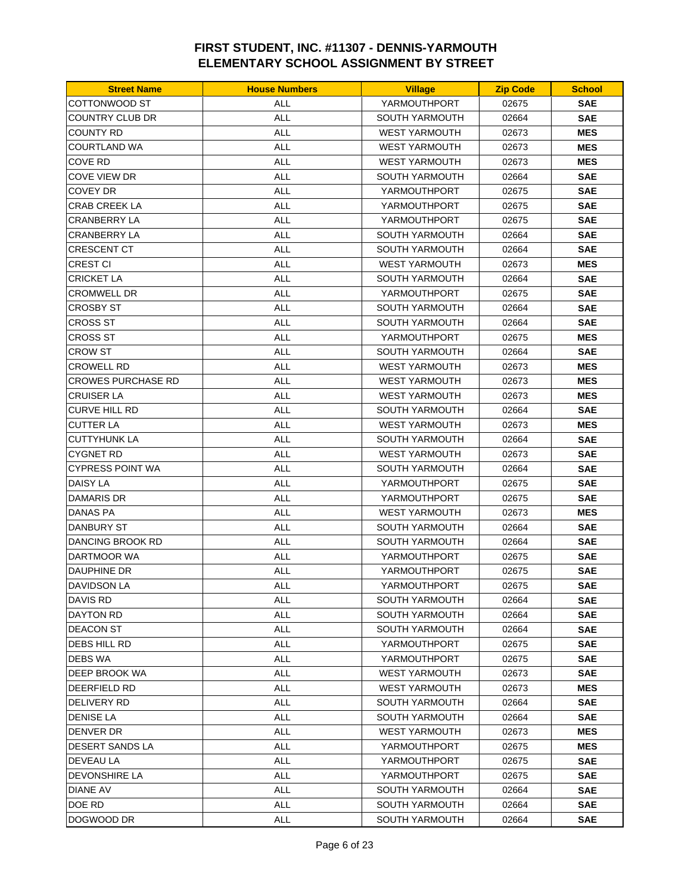# FIRST STUDENT, INC. #11307 - DENNIS-YARMOUTH
# ELEMENTARY SCHOOL ASSIGNMENT BY STREET

| Street Name | House Numbers | Village | Zip Code | School |
|---|---|---|---|---|
| COTTONWOOD ST | ALL | YARMOUTHPORT | 02675 | **SAE** |
| COUNTRY CLUB DR | ALL | SOUTH YARMOUTH | 02664 | **SAE** |
| COUNTY RD | ALL | WEST YARMOUTH | 02673 | **MES** |
| COURTLAND WA | ALL | WEST YARMOUTH | 02673 | **MES** |
| COVE RD | ALL | WEST YARMOUTH | 02673 | **MES** |
| COVE VIEW DR | ALL | SOUTH YARMOUTH | 02664 | **SAE** |
| COVEY DR | ALL | YARMOUTHPORT | 02675 | **SAE** |
| CRAB CREEK LA | ALL | YARMOUTHPORT | 02675 | **SAE** |
| CRANBERRY LA | ALL | YARMOUTHPORT | 02675 | **SAE** |
| CRANBERRY LA | ALL | SOUTH YARMOUTH | 02664 | **SAE** |
| CRESCENT CT | ALL | SOUTH YARMOUTH | 02664 | **SAE** |
| CREST CI | ALL | WEST YARMOUTH | 02673 | **MES** |
| CRICKET LA | ALL | SOUTH YARMOUTH | 02664 | **SAE** |
| CROMWELL DR | ALL | YARMOUTHPORT | 02675 | **SAE** |
| CROSBY ST | ALL | SOUTH YARMOUTH | 02664 | **SAE** |
| CROSS ST | ALL | SOUTH YARMOUTH | 02664 | **SAE** |
| CROSS ST | ALL | YARMOUTHPORT | 02675 | **MES** |
| CROW ST | ALL | SOUTH YARMOUTH | 02664 | **SAE** |
| CROWELL RD | ALL | WEST YARMOUTH | 02673 | **MES** |
| CROWES PURCHASE RD | ALL | WEST YARMOUTH | 02673 | **MES** |
| CRUISER LA | ALL | WEST YARMOUTH | 02673 | **MES** |
| CURVE HILL RD | ALL | SOUTH YARMOUTH | 02664 | **SAE** |
| CUTTER LA | ALL | WEST YARMOUTH | 02673 | **MES** |
| CUTTYHUNK LA | ALL | SOUTH YARMOUTH | 02664 | **SAE** |
| CYGNET RD | ALL | WEST YARMOUTH | 02673 | **SAE** |
| CYPRESS POINT WA | ALL | SOUTH YARMOUTH | 02664 | **SAE** |
| DAISY LA | ALL | YARMOUTHPORT | 02675 | **SAE** |
| DAMARIS DR | ALL | YARMOUTHPORT | 02675 | **SAE** |
| DANAS PA | ALL | WEST YARMOUTH | 02673 | **MES** |
| DANBURY ST | ALL | SOUTH YARMOUTH | 02664 | **SAE** |
| DANCING BROOK RD | ALL | SOUTH YARMOUTH | 02664 | **SAE** |
| DARTMOOR WA | ALL | YARMOUTHPORT | 02675 | **SAE** |
| DAUPHINE DR | ALL | YARMOUTHPORT | 02675 | **SAE** |
| DAVIDSON LA | ALL | YARMOUTHPORT | 02675 | **SAE** |
| DAVIS RD | ALL | SOUTH YARMOUTH | 02664 | **SAE** |
| DAYTON RD | ALL | SOUTH YARMOUTH | 02664 | **SAE** |
| DEACON ST | ALL | SOUTH YARMOUTH | 02664 | **SAE** |
| DEBS HILL RD | ALL | YARMOUTHPORT | 02675 | **SAE** |
| DEBS WA | ALL | YARMOUTHPORT | 02675 | **SAE** |
| DEEP BROOK WA | ALL | WEST YARMOUTH | 02673 | **SAE** |
| DEERFIELD RD | ALL | WEST YARMOUTH | 02673 | **MES** |
| DELIVERY RD | ALL | SOUTH YARMOUTH | 02664 | **SAE** |
| DENISE LA | ALL | SOUTH YARMOUTH | 02664 | **SAE** |
| DENVER DR | ALL | WEST YARMOUTH | 02673 | **MES** |
| DESERT SANDS LA | ALL | YARMOUTHPORT | 02675 | **MES** |
| DEVEAU LA | ALL | YARMOUTHPORT | 02675 | **SAE** |
| DEVONSHIRE LA | ALL | YARMOUTHPORT | 02675 | **SAE** |
| DIANE AV | ALL | SOUTH YARMOUTH | 02664 | **SAE** |
| DOE RD | ALL | SOUTH YARMOUTH | 02664 | **SAE** |
| DOGWOOD DR | ALL | SOUTH YARMOUTH | 02664 | **SAE** |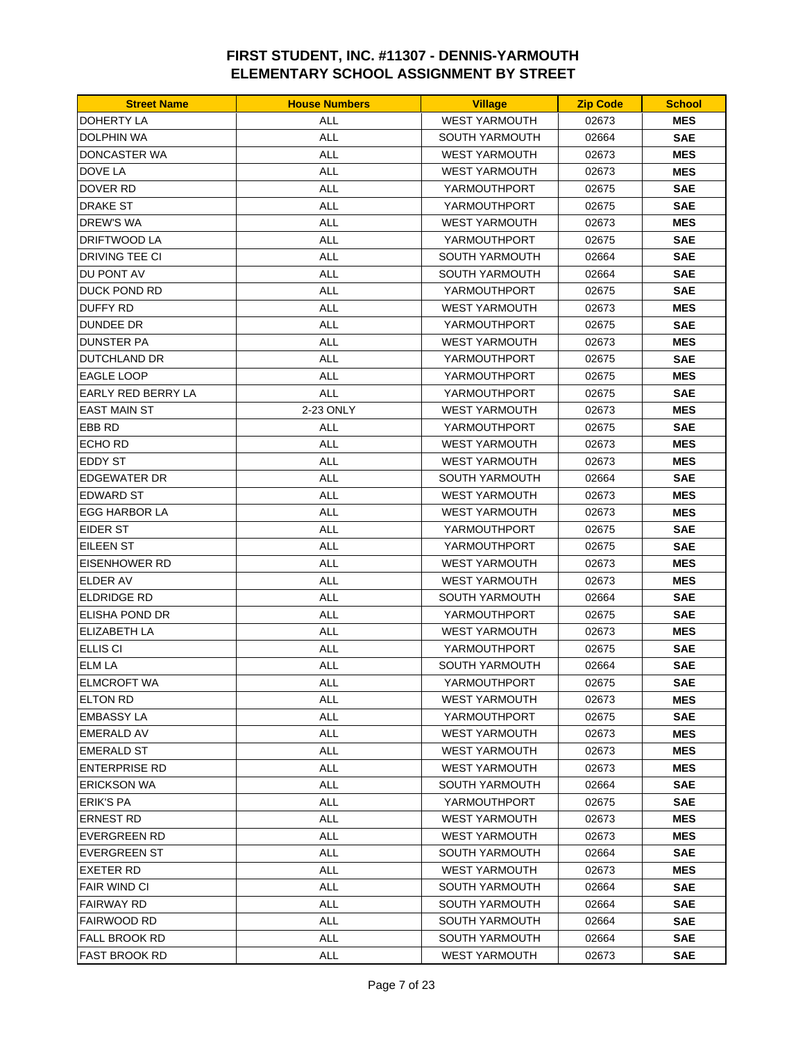# FIRST STUDENT, INC. #11307 - DENNIS-YARMOUTH ELEMENTARY SCHOOL ASSIGNMENT BY STREET

| Street Name | House Numbers | Village | Zip Code | School |
|---|---|---|---|---|
| DOHERTY LA | ALL | WEST YARMOUTH | 02673 | **MES** |
| DOLPHIN WA | ALL | SOUTH YARMOUTH | 02664 | **SAE** |
| DONCASTER WA | ALL | WEST YARMOUTH | 02673 | **MES** |
| DOVE LA | ALL | WEST YARMOUTH | 02673 | **MES** |
| DOVER RD | ALL | YARMOUTHPORT | 02675 | **SAE** |
| DRAKE ST | ALL | YARMOUTHPORT | 02675 | **SAE** |
| DREW'S WA | ALL | WEST YARMOUTH | 02673 | **MES** |
| DRIFTWOOD LA | ALL | YARMOUTHPORT | 02675 | **SAE** |
| DRIVING TEE CI | ALL | SOUTH YARMOUTH | 02664 | **SAE** |
| DU PONT AV | ALL | SOUTH YARMOUTH | 02664 | **SAE** |
| DUCK POND RD | ALL | YARMOUTHPORT | 02675 | **SAE** |
| DUFFY RD | ALL | WEST YARMOUTH | 02673 | **MES** |
| DUNDEE DR | ALL | YARMOUTHPORT | 02675 | **SAE** |
| DUNSTER PA | ALL | WEST YARMOUTH | 02673 | **MES** |
| DUTCHLAND DR | ALL | YARMOUTHPORT | 02675 | **SAE** |
| EAGLE LOOP | ALL | YARMOUTHPORT | 02675 | **MES** |
| EARLY RED BERRY LA | ALL | YARMOUTHPORT | 02675 | **SAE** |
| EAST MAIN ST | 2-23 ONLY | WEST YARMOUTH | 02673 | **MES** |
| EBB RD | ALL | YARMOUTHPORT | 02675 | **SAE** |
| ECHO RD | ALL | WEST YARMOUTH | 02673 | **MES** |
| EDDY ST | ALL | WEST YARMOUTH | 02673 | **MES** |
| EDGEWATER DR | ALL | SOUTH YARMOUTH | 02664 | **SAE** |
| EDWARD ST | ALL | WEST YARMOUTH | 02673 | **MES** |
| EGG HARBOR LA | ALL | WEST YARMOUTH | 02673 | **MES** |
| EIDER ST | ALL | YARMOUTHPORT | 02675 | **SAE** |
| EILEEN ST | ALL | YARMOUTHPORT | 02675 | **SAE** |
| EISENHOWER RD | ALL | WEST YARMOUTH | 02673 | **MES** |
| ELDER AV | ALL | WEST YARMOUTH | 02673 | **MES** |
| ELDRIDGE RD | ALL | SOUTH YARMOUTH | 02664 | **SAE** |
| ELISHA POND DR | ALL | YARMOUTHPORT | 02675 | **SAE** |
| ELIZABETH LA | ALL | WEST YARMOUTH | 02673 | **MES** |
| ELLIS CI | ALL | YARMOUTHPORT | 02675 | **SAE** |
| ELM LA | ALL | SOUTH YARMOUTH | 02664 | **SAE** |
| ELMCROFT WA | ALL | YARMOUTHPORT | 02675 | **SAE** |
| ELTON RD | ALL | WEST YARMOUTH | 02673 | **MES** |
| EMBASSY LA | ALL | YARMOUTHPORT | 02675 | **SAE** |
| EMERALD AV | ALL | WEST YARMOUTH | 02673 | **MES** |
| EMERALD ST | ALL | WEST YARMOUTH | 02673 | **MES** |
| ENTERPRISE RD | ALL | WEST YARMOUTH | 02673 | **MES** |
| ERICKSON WA | ALL | SOUTH YARMOUTH | 02664 | **SAE** |
| ERIK'S PA | ALL | YARMOUTHPORT | 02675 | **SAE** |
| ERNEST RD | ALL | WEST YARMOUTH | 02673 | **MES** |
| EVERGREEN RD | ALL | WEST YARMOUTH | 02673 | **MES** |
| EVERGREEN ST | ALL | SOUTH YARMOUTH | 02664 | **SAE** |
| EXETER RD | ALL | WEST YARMOUTH | 02673 | **MES** |
| FAIR WIND CI | ALL | SOUTH YARMOUTH | 02664 | **SAE** |
| FAIRWAY RD | ALL | SOUTH YARMOUTH | 02664 | **SAE** |
| FAIRWOOD RD | ALL | SOUTH YARMOUTH | 02664 | **SAE** |
| FALL BROOK RD | ALL | SOUTH YARMOUTH | 02664 | **SAE** |
| FAST BROOK RD | ALL | WEST YARMOUTH | 02673 | **SAE** |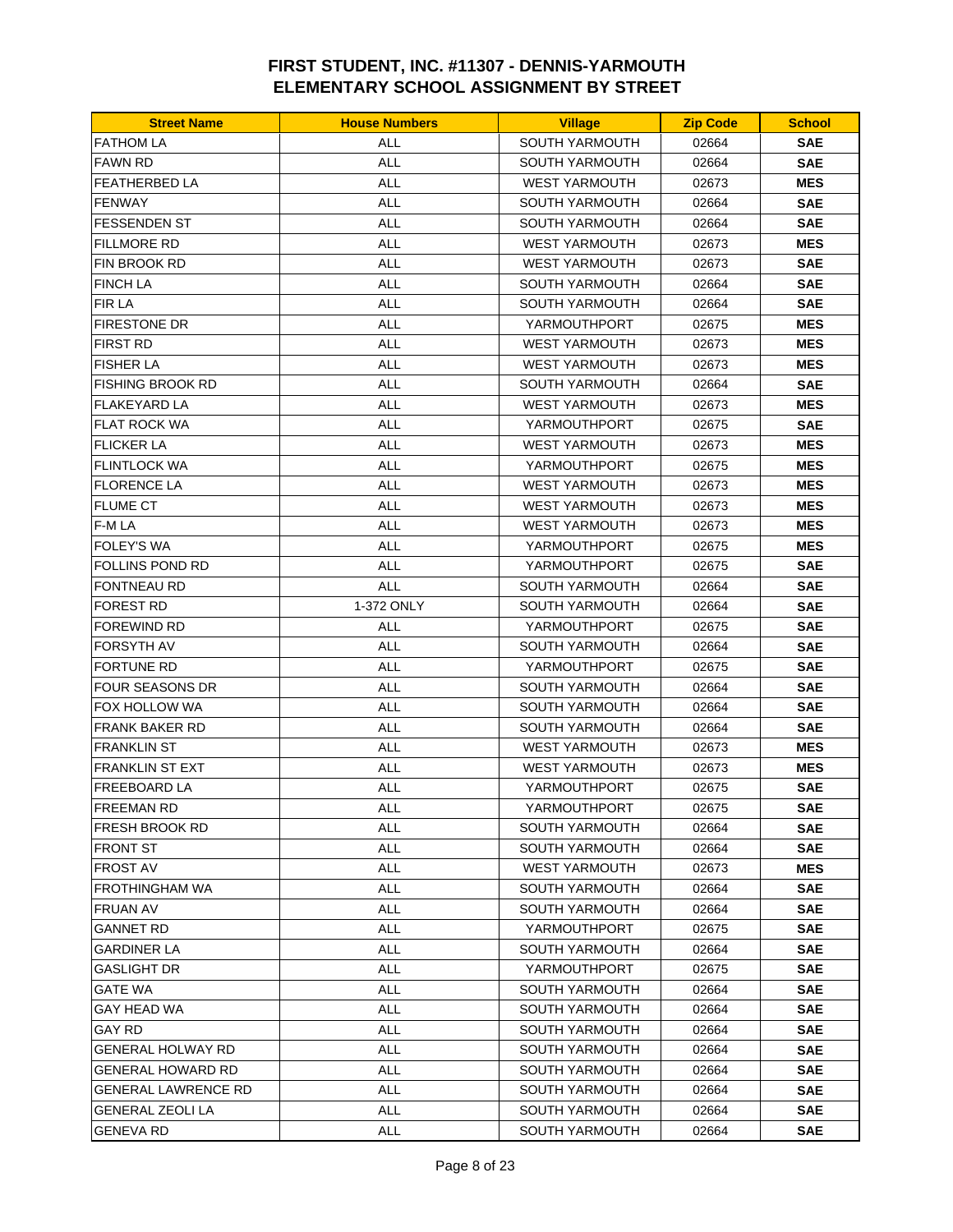# FIRST STUDENT, INC. #11307 - DENNIS-YARMOUTH
# ELEMENTARY SCHOOL ASSIGNMENT BY STREET

| Street Name | House Numbers | Village | Zip Code | School |
|---|---|---|---|---|
| FATHOM LA | ALL | SOUTH YARMOUTH | 02664 | **SAE** |
| FAWN RD | ALL | SOUTH YARMOUTH | 02664 | **SAE** |
| FEATHERBED LA | ALL | WEST YARMOUTH | 02673 | **MES** |
| FENWAY | ALL | SOUTH YARMOUTH | 02664 | **SAE** |
| FESSENDEN ST | ALL | SOUTH YARMOUTH | 02664 | **SAE** |
| FILLMORE RD | ALL | WEST YARMOUTH | 02673 | **MES** |
| FIN BROOK RD | ALL | WEST YARMOUTH | 02673 | **SAE** |
| FINCH LA | ALL | SOUTH YARMOUTH | 02664 | **SAE** |
| FIR LA | ALL | SOUTH YARMOUTH | 02664 | **SAE** |
| FIRESTONE DR | ALL | YARMOUTHPORT | 02675 | **MES** |
| FIRST RD | ALL | WEST YARMOUTH | 02673 | **MES** |
| FISHER LA | ALL | WEST YARMOUTH | 02673 | **MES** |
| FISHING BROOK RD | ALL | SOUTH YARMOUTH | 02664 | **SAE** |
| FLAKEYARD LA | ALL | WEST YARMOUTH | 02673 | **MES** |
| FLAT ROCK WA | ALL | YARMOUTHPORT | 02675 | **SAE** |
| FLICKER LA | ALL | WEST YARMOUTH | 02673 | **MES** |
| FLINTLOCK WA | ALL | YARMOUTHPORT | 02675 | **MES** |
| FLORENCE LA | ALL | WEST YARMOUTH | 02673 | **MES** |
| FLUME CT | ALL | WEST YARMOUTH | 02673 | **MES** |
| F-M LA | ALL | WEST YARMOUTH | 02673 | **MES** |
| FOLEY'S WA | ALL | YARMOUTHPORT | 02675 | **MES** |
| FOLLINS POND RD | ALL | YARMOUTHPORT | 02675 | **SAE** |
| FONTNEAU RD | ALL | SOUTH YARMOUTH | 02664 | **SAE** |
| FOREST RD | 1-372 ONLY | SOUTH YARMOUTH | 02664 | **SAE** |
| FOREWIND RD | ALL | YARMOUTHPORT | 02675 | **SAE** |
| FORSYTH AV | ALL | SOUTH YARMOUTH | 02664 | **SAE** |
| FORTUNE RD | ALL | YARMOUTHPORT | 02675 | **SAE** |
| FOUR SEASONS DR | ALL | SOUTH YARMOUTH | 02664 | **SAE** |
| FOX HOLLOW WA | ALL | SOUTH YARMOUTH | 02664 | **SAE** |
| FRANK BAKER RD | ALL | SOUTH YARMOUTH | 02664 | **SAE** |
| FRANKLIN ST | ALL | WEST YARMOUTH | 02673 | **MES** |
| FRANKLIN ST EXT | ALL | WEST YARMOUTH | 02673 | **MES** |
| FREEBOARD LA | ALL | YARMOUTHPORT | 02675 | **SAE** |
| FREEMAN RD | ALL | YARMOUTHPORT | 02675 | **SAE** |
| FRESH BROOK RD | ALL | SOUTH YARMOUTH | 02664 | **SAE** |
| FRONT ST | ALL | SOUTH YARMOUTH | 02664 | **SAE** |
| FROST AV | ALL | WEST YARMOUTH | 02673 | **MES** |
| FROTHINGHAM WA | ALL | SOUTH YARMOUTH | 02664 | **SAE** |
| FRUAN AV | ALL | SOUTH YARMOUTH | 02664 | **SAE** |
| GANNET RD | ALL | YARMOUTHPORT | 02675 | **SAE** |
| GARDINER LA | ALL | SOUTH YARMOUTH | 02664 | **SAE** |
| GASLIGHT DR | ALL | YARMOUTHPORT | 02675 | **SAE** |
| GATE WA | ALL | SOUTH YARMOUTH | 02664 | **SAE** |
| GAY HEAD WA | ALL | SOUTH YARMOUTH | 02664 | **SAE** |
| GAY RD | ALL | SOUTH YARMOUTH | 02664 | **SAE** |
| GENERAL HOLWAY RD | ALL | SOUTH YARMOUTH | 02664 | **SAE** |
| GENERAL HOWARD RD | ALL | SOUTH YARMOUTH | 02664 | **SAE** |
| GENERAL LAWRENCE RD | ALL | SOUTH YARMOUTH | 02664 | **SAE** |
| GENERAL ZEOLI LA | ALL | SOUTH YARMOUTH | 02664 | **SAE** |
| GENEVA RD | ALL | SOUTH YARMOUTH | 02664 | **SAE** |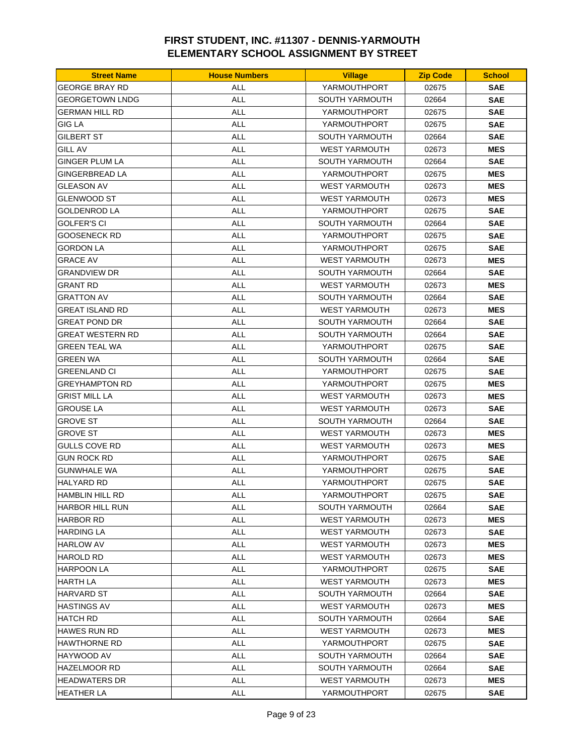# FIRST STUDENT, INC. #11307 - DENNIS-YARMOUTH
# ELEMENTARY SCHOOL ASSIGNMENT BY STREET

| Street Name | House Numbers | Village | Zip Code | School |
|---|---|---|---|---|
| GEORGE BRAY RD | ALL | YARMOUTHPORT | 02675 | **SAE** |
| GEORGETOWN LNDG | ALL | SOUTH YARMOUTH | 02664 | **SAE** |
| GERMAN HILL RD | ALL | YARMOUTHPORT | 02675 | **SAE** |
| GIG LA | ALL | YARMOUTHPORT | 02675 | **SAE** |
| GILBERT ST | ALL | SOUTH YARMOUTH | 02664 | **SAE** |
| GILL AV | ALL | WEST YARMOUTH | 02673 | **MES** |
| GINGER PLUM LA | ALL | SOUTH YARMOUTH | 02664 | **SAE** |
| GINGERBREAD LA | ALL | YARMOUTHPORT | 02675 | **MES** |
| GLEASON AV | ALL | WEST YARMOUTH | 02673 | **MES** |
| GLENWOOD ST | ALL | WEST YARMOUTH | 02673 | **MES** |
| GOLDENROD LA | ALL | YARMOUTHPORT | 02675 | **SAE** |
| GOLFER'S CI | ALL | SOUTH YARMOUTH | 02664 | **SAE** |
| GOOSENECK RD | ALL | YARMOUTHPORT | 02675 | **SAE** |
| GORDON LA | ALL | YARMOUTHPORT | 02675 | **SAE** |
| GRACE AV | ALL | WEST YARMOUTH | 02673 | **MES** |
| GRANDVIEW DR | ALL | SOUTH YARMOUTH | 02664 | **SAE** |
| GRANT RD | ALL | WEST YARMOUTH | 02673 | **MES** |
| GRATTON AV | ALL | SOUTH YARMOUTH | 02664 | **SAE** |
| GREAT ISLAND RD | ALL | WEST YARMOUTH | 02673 | **MES** |
| GREAT POND DR | ALL | SOUTH YARMOUTH | 02664 | **SAE** |
| GREAT WESTERN RD | ALL | SOUTH YARMOUTH | 02664 | **SAE** |
| GREEN TEAL WA | ALL | YARMOUTHPORT | 02675 | **SAE** |
| GREEN WA | ALL | SOUTH YARMOUTH | 02664 | **SAE** |
| GREENLAND CI | ALL | YARMOUTHPORT | 02675 | **SAE** |
| GREYHAMPTON RD | ALL | YARMOUTHPORT | 02675 | **MES** |
| GRIST MILL LA | ALL | WEST YARMOUTH | 02673 | **MES** |
| GROUSE LA | ALL | WEST YARMOUTH | 02673 | **SAE** |
| GROVE ST | ALL | SOUTH YARMOUTH | 02664 | **SAE** |
| GROVE ST | ALL | WEST YARMOUTH | 02673 | **MES** |
| GULLS COVE RD | ALL | WEST YARMOUTH | 02673 | **MES** |
| GUN ROCK RD | ALL | YARMOUTHPORT | 02675 | **SAE** |
| GUNWHALE WA | ALL | YARMOUTHPORT | 02675 | **SAE** |
| HALYARD RD | ALL | YARMOUTHPORT | 02675 | **SAE** |
| HAMBLIN HILL RD | ALL | YARMOUTHPORT | 02675 | **SAE** |
| HARBOR HILL RUN | ALL | SOUTH YARMOUTH | 02664 | **SAE** |
| HARBOR RD | ALL | WEST YARMOUTH | 02673 | **MES** |
| HARDING LA | ALL | WEST YARMOUTH | 02673 | **SAE** |
| HARLOW AV | ALL | WEST YARMOUTH | 02673 | **MES** |
| HAROLD RD | ALL | WEST YARMOUTH | 02673 | **MES** |
| HARPOON LA | ALL | YARMOUTHPORT | 02675 | **SAE** |
| HARTH LA | ALL | WEST YARMOUTH | 02673 | **MES** |
| HARVARD ST | ALL | SOUTH YARMOUTH | 02664 | **SAE** |
| HASTINGS AV | ALL | WEST YARMOUTH | 02673 | **MES** |
| HATCH RD | ALL | SOUTH YARMOUTH | 02664 | **SAE** |
| HAWES RUN RD | ALL | WEST YARMOUTH | 02673 | **MES** |
| HAWTHORNE RD | ALL | YARMOUTHPORT | 02675 | **SAE** |
| HAYWOOD AV | ALL | SOUTH YARMOUTH | 02664 | **SAE** |
| HAZELMOOR RD | ALL | SOUTH YARMOUTH | 02664 | **SAE** |
| HEADWATERS DR | ALL | WEST YARMOUTH | 02673 | **MES** |
| HEATHER LA | ALL | YARMOUTHPORT | 02675 | **SAE** |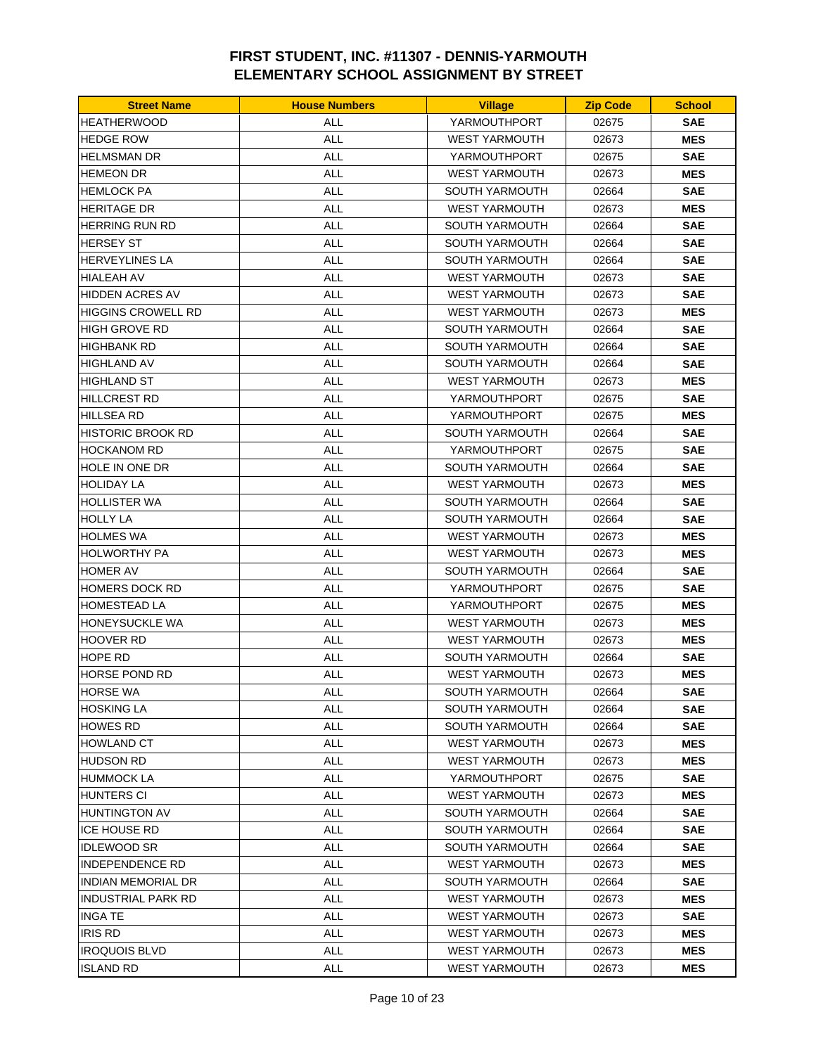# FIRST STUDENT, INC. #11307 - DENNIS-YARMOUTH
# ELEMENTARY SCHOOL ASSIGNMENT BY STREET

| Street Name | House Numbers | Village | Zip Code | School |
|---|---|---|---|---|
| HEATHERWOOD | ALL | YARMOUTHPORT | 02675 | **SAE** |
| HEDGE ROW | ALL | WEST YARMOUTH | 02673 | **MES** |
| HELMSMAN DR | ALL | YARMOUTHPORT | 02675 | **SAE** |
| HEMEON DR | ALL | WEST YARMOUTH | 02673 | **MES** |
| HEMLOCK PA | ALL | SOUTH YARMOUTH | 02664 | **SAE** |
| HERITAGE DR | ALL | WEST YARMOUTH | 02673 | **MES** |
| HERRING RUN RD | ALL | SOUTH YARMOUTH | 02664 | **SAE** |
| HERSEY ST | ALL | SOUTH YARMOUTH | 02664 | **SAE** |
| HERVEYLINES LA | ALL | SOUTH YARMOUTH | 02664 | **SAE** |
| HIALEAH AV | ALL | WEST YARMOUTH | 02673 | **SAE** |
| HIDDEN ACRES AV | ALL | WEST YARMOUTH | 02673 | **SAE** |
| HIGGINS CROWELL RD | ALL | WEST YARMOUTH | 02673 | **MES** |
| HIGH GROVE RD | ALL | SOUTH YARMOUTH | 02664 | **SAE** |
| HIGHBANK RD | ALL | SOUTH YARMOUTH | 02664 | **SAE** |
| HIGHLAND AV | ALL | SOUTH YARMOUTH | 02664 | **SAE** |
| HIGHLAND ST | ALL | WEST YARMOUTH | 02673 | **MES** |
| HILLCREST RD | ALL | YARMOUTHPORT | 02675 | **SAE** |
| HILLSEA RD | ALL | YARMOUTHPORT | 02675 | **MES** |
| HISTORIC BROOK RD | ALL | SOUTH YARMOUTH | 02664 | **SAE** |
| HOCKANOM RD | ALL | YARMOUTHPORT | 02675 | **SAE** |
| HOLE IN ONE DR | ALL | SOUTH YARMOUTH | 02664 | **SAE** |
| HOLIDAY LA | ALL | WEST YARMOUTH | 02673 | **MES** |
| HOLLISTER WA | ALL | SOUTH YARMOUTH | 02664 | **SAE** |
| HOLLY LA | ALL | SOUTH YARMOUTH | 02664 | **SAE** |
| HOLMES WA | ALL | WEST YARMOUTH | 02673 | **MES** |
| HOLWORTHY PA | ALL | WEST YARMOUTH | 02673 | **MES** |
| HOMER AV | ALL | SOUTH YARMOUTH | 02664 | **SAE** |
| HOMERS DOCK RD | ALL | YARMOUTHPORT | 02675 | **SAE** |
| HOMESTEAD LA | ALL | YARMOUTHPORT | 02675 | **MES** |
| HONEYSUCKLE WA | ALL | WEST YARMOUTH | 02673 | **MES** |
| HOOVER RD | ALL | WEST YARMOUTH | 02673 | **MES** |
| HOPE RD | ALL | SOUTH YARMOUTH | 02664 | **SAE** |
| HORSE POND RD | ALL | WEST YARMOUTH | 02673 | **MES** |
| HORSE WA | ALL | SOUTH YARMOUTH | 02664 | **SAE** |
| HOSKING LA | ALL | SOUTH YARMOUTH | 02664 | **SAE** |
| HOWES RD | ALL | SOUTH YARMOUTH | 02664 | **SAE** |
| HOWLAND CT | ALL | WEST YARMOUTH | 02673 | **MES** |
| HUDSON RD | ALL | WEST YARMOUTH | 02673 | **MES** |
| HUMMOCK LA | ALL | YARMOUTHPORT | 02675 | **SAE** |
| HUNTERS CI | ALL | WEST YARMOUTH | 02673 | **MES** |
| HUNTINGTON AV | ALL | SOUTH YARMOUTH | 02664 | **SAE** |
| ICE HOUSE RD | ALL | SOUTH YARMOUTH | 02664 | **SAE** |
| IDLEWOOD SR | ALL | SOUTH YARMOUTH | 02664 | **SAE** |
| INDEPENDENCE RD | ALL | WEST YARMOUTH | 02673 | **MES** |
| INDIAN MEMORIAL DR | ALL | SOUTH YARMOUTH | 02664 | **SAE** |
| INDUSTRIAL PARK RD | ALL | WEST YARMOUTH | 02673 | **MES** |
| INGA TE | ALL | WEST YARMOUTH | 02673 | **SAE** |
| IRIS RD | ALL | WEST YARMOUTH | 02673 | **MES** |
| IROQUOIS BLVD | ALL | WEST YARMOUTH | 02673 | **MES** |
| ISLAND RD | ALL | WEST YARMOUTH | 02673 | **MES** |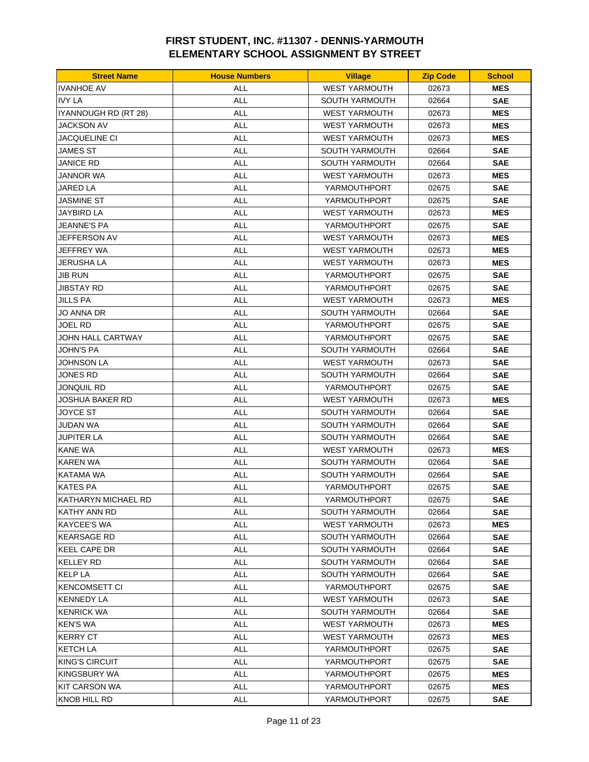# FIRST STUDENT, INC. #11307 - DENNIS-YARMOUTH
# ELEMENTARY SCHOOL ASSIGNMENT BY STREET

| Street Name | House Numbers | Village | Zip Code | School |
|---|---|---|---|---|
| IVANHOE AV | ALL | WEST YARMOUTH | 02673 | **MES** |
| IVY LA | ALL | SOUTH YARMOUTH | 02664 | **SAE** |
| IYANNOUGH RD (RT 28) | ALL | WEST YARMOUTH | 02673 | **MES** |
| JACKSON AV | ALL | WEST YARMOUTH | 02673 | **MES** |
| JACQUELINE CI | ALL | WEST YARMOUTH | 02673 | **MES** |
| JAMES ST | ALL | SOUTH YARMOUTH | 02664 | **SAE** |
| JANICE RD | ALL | SOUTH YARMOUTH | 02664 | **SAE** |
| JANNOR WA | ALL | WEST YARMOUTH | 02673 | **MES** |
| JARED LA | ALL | YARMOUTHPORT | 02675 | **SAE** |
| JASMINE ST | ALL | YARMOUTHPORT | 02675 | **SAE** |
| JAYBIRD LA | ALL | WEST YARMOUTH | 02673 | **MES** |
| JEANNE'S PA | ALL | YARMOUTHPORT | 02675 | **SAE** |
| JEFFERSON AV | ALL | WEST YARMOUTH | 02673 | **MES** |
| JEFFREY WA | ALL | WEST YARMOUTH | 02673 | **MES** |
| JERUSHA LA | ALL | WEST YARMOUTH | 02673 | **MES** |
| JIB RUN | ALL | YARMOUTHPORT | 02675 | **SAE** |
| JIBSTAY RD | ALL | YARMOUTHPORT | 02675 | **SAE** |
| JILLS PA | ALL | WEST YARMOUTH | 02673 | **MES** |
| JO ANNA DR | ALL | SOUTH YARMOUTH | 02664 | **SAE** |
| JOEL RD | ALL | YARMOUTHPORT | 02675 | **SAE** |
| JOHN HALL CARTWAY | ALL | YARMOUTHPORT | 02675 | **SAE** |
| JOHN'S PA | ALL | SOUTH YARMOUTH | 02664 | **SAE** |
| JOHNSON LA | ALL | WEST YARMOUTH | 02673 | **SAE** |
| JONES RD | ALL | SOUTH YARMOUTH | 02664 | **SAE** |
| JONQUIL RD | ALL | YARMOUTHPORT | 02675 | **SAE** |
| JOSHUA BAKER RD | ALL | WEST YARMOUTH | 02673 | **MES** |
| JOYCE ST | ALL | SOUTH YARMOUTH | 02664 | **SAE** |
| JUDAN WA | ALL | SOUTH YARMOUTH | 02664 | **SAE** |
| JUPITER LA | ALL | SOUTH YARMOUTH | 02664 | **SAE** |
| KANE WA | ALL | WEST YARMOUTH | 02673 | **MES** |
| KAREN WA | ALL | SOUTH YARMOUTH | 02664 | **SAE** |
| KATAMA WA | ALL | SOUTH YARMOUTH | 02664 | **SAE** |
| KATES PA | ALL | YARMOUTHPORT | 02675 | **SAE** |
| KATHARYN MICHAEL RD | ALL | YARMOUTHPORT | 02675 | **SAE** |
| KATHY ANN RD | ALL | SOUTH YARMOUTH | 02664 | **SAE** |
| KAYCEE'S WA | ALL | WEST YARMOUTH | 02673 | **MES** |
| KEARSAGE RD | ALL | SOUTH YARMOUTH | 02664 | **SAE** |
| KEEL CAPE DR | ALL | SOUTH YARMOUTH | 02664 | **SAE** |
| KELLEY RD | ALL | SOUTH YARMOUTH | 02664 | **SAE** |
| KELP LA | ALL | SOUTH YARMOUTH | 02664 | **SAE** |
| KENCOMSETT CI | ALL | YARMOUTHPORT | 02675 | **SAE** |
| KENNEDY LA | ALL | WEST YARMOUTH | 02673 | **SAE** |
| KENRICK WA | ALL | SOUTH YARMOUTH | 02664 | **SAE** |
| KEN'S WA | ALL | WEST YARMOUTH | 02673 | **MES** |
| KERRY CT | ALL | WEST YARMOUTH | 02673 | **MES** |
| KETCH LA | ALL | YARMOUTHPORT | 02675 | **SAE** |
| KING'S CIRCUIT | ALL | YARMOUTHPORT | 02675 | **SAE** |
| KINGSBURY WA | ALL | YARMOUTHPORT | 02675 | **MES** |
| KIT CARSON WA | ALL | YARMOUTHPORT | 02675 | **MES** |
| KNOB HILL RD | ALL | YARMOUTHPORT | 02675 | **SAE** |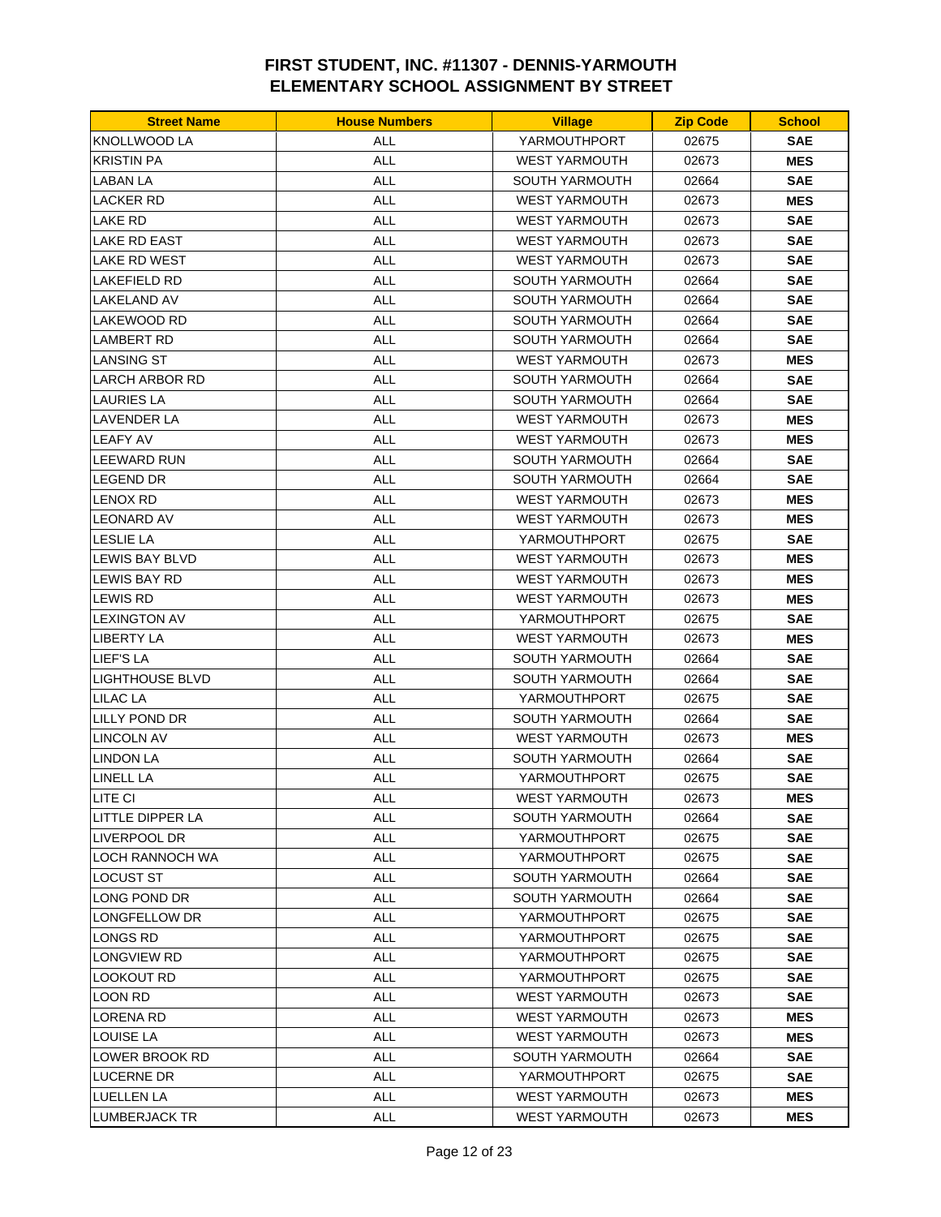# FIRST STUDENT, INC. #11307 - DENNIS-YARMOUTH ELEMENTARY SCHOOL ASSIGNMENT BY STREET

| Street Name | House Numbers | Village | Zip Code | School |
|---|---|---|---|---|
| KNOLLWOOD LA | ALL | YARMOUTHPORT | 02675 | **SAE** |
| KRISTIN PA | ALL | WEST YARMOUTH | 02673 | **MES** |
| LABAN LA | ALL | SOUTH YARMOUTH | 02664 | **SAE** |
| LACKER RD | ALL | WEST YARMOUTH | 02673 | **MES** |
| LAKE RD | ALL | WEST YARMOUTH | 02673 | **SAE** |
| LAKE RD EAST | ALL | WEST YARMOUTH | 02673 | **SAE** |
| LAKE RD WEST | ALL | WEST YARMOUTH | 02673 | **SAE** |
| LAKEFIELD RD | ALL | SOUTH YARMOUTH | 02664 | **SAE** |
| LAKELAND AV | ALL | SOUTH YARMOUTH | 02664 | **SAE** |
| LAKEWOOD RD | ALL | SOUTH YARMOUTH | 02664 | **SAE** |
| LAMBERT RD | ALL | SOUTH YARMOUTH | 02664 | **SAE** |
| LANSING ST | ALL | WEST YARMOUTH | 02673 | **MES** |
| LARCH ARBOR RD | ALL | SOUTH YARMOUTH | 02664 | **SAE** |
| LAURIES LA | ALL | SOUTH YARMOUTH | 02664 | **SAE** |
| LAVENDER LA | ALL | WEST YARMOUTH | 02673 | **MES** |
| LEAFY AV | ALL | WEST YARMOUTH | 02673 | **MES** |
| LEEWARD RUN | ALL | SOUTH YARMOUTH | 02664 | **SAE** |
| LEGEND DR | ALL | SOUTH YARMOUTH | 02664 | **SAE** |
| LENOX RD | ALL | WEST YARMOUTH | 02673 | **MES** |
| LEONARD AV | ALL | WEST YARMOUTH | 02673 | **MES** |
| LESLIE LA | ALL | YARMOUTHPORT | 02675 | **SAE** |
| LEWIS BAY BLVD | ALL | WEST YARMOUTH | 02673 | **MES** |
| LEWIS BAY RD | ALL | WEST YARMOUTH | 02673 | **MES** |
| LEWIS RD | ALL | WEST YARMOUTH | 02673 | **MES** |
| LEXINGTON AV | ALL | YARMOUTHPORT | 02675 | **SAE** |
| LIBERTY LA | ALL | WEST YARMOUTH | 02673 | **MES** |
| LIEF'S LA | ALL | SOUTH YARMOUTH | 02664 | **SAE** |
| LIGHTHOUSE BLVD | ALL | SOUTH YARMOUTH | 02664 | **SAE** |
| LILAC LA | ALL | YARMOUTHPORT | 02675 | **SAE** |
| LILLY POND DR | ALL | SOUTH YARMOUTH | 02664 | **SAE** |
| LINCOLN AV | ALL | WEST YARMOUTH | 02673 | **MES** |
| LINDON LA | ALL | SOUTH YARMOUTH | 02664 | **SAE** |
| LINELL LA | ALL | YARMOUTHPORT | 02675 | **SAE** |
| LITE CI | ALL | WEST YARMOUTH | 02673 | **MES** |
| LITTLE DIPPER LA | ALL | SOUTH YARMOUTH | 02664 | **SAE** |
| LIVERPOOL DR | ALL | YARMOUTHPORT | 02675 | **SAE** |
| LOCH RANNOCH WA | ALL | YARMOUTHPORT | 02675 | **SAE** |
| LOCUST ST | ALL | SOUTH YARMOUTH | 02664 | **SAE** |
| LONG POND DR | ALL | SOUTH YARMOUTH | 02664 | **SAE** |
| LONGFELLOW DR | ALL | YARMOUTHPORT | 02675 | **SAE** |
| LONGS RD | ALL | YARMOUTHPORT | 02675 | **SAE** |
| LONGVIEW RD | ALL | YARMOUTHPORT | 02675 | **SAE** |
| LOOKOUT RD | ALL | YARMOUTHPORT | 02675 | **SAE** |
| LOON RD | ALL | WEST YARMOUTH | 02673 | **SAE** |
| LORENA RD | ALL | WEST YARMOUTH | 02673 | **MES** |
| LOUISE LA | ALL | WEST YARMOUTH | 02673 | **MES** |
| LOWER BROOK RD | ALL | SOUTH YARMOUTH | 02664 | **SAE** |
| LUCERNE DR | ALL | YARMOUTHPORT | 02675 | **SAE** |
| LUELLEN LA | ALL | WEST YARMOUTH | 02673 | **MES** |
| LUMBERJACK TR | ALL | WEST YARMOUTH | 02673 | **MES** |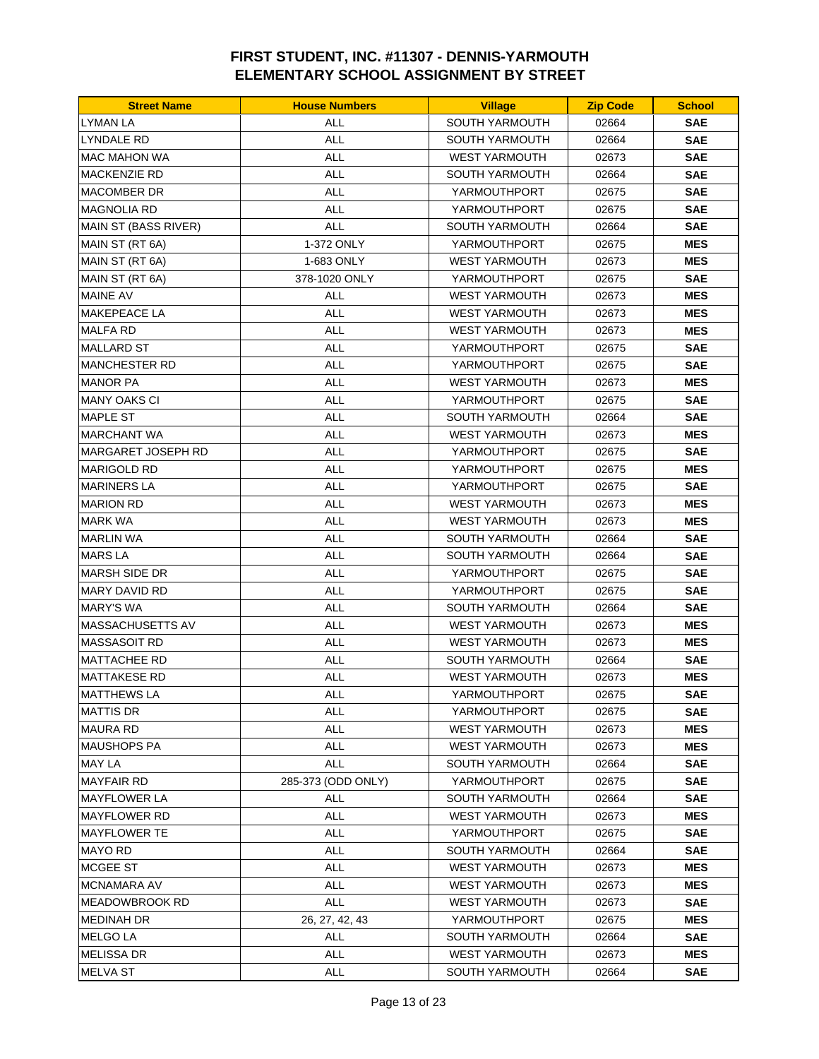# FIRST STUDENT, INC. #11307 - DENNIS-YARMOUTH
# ELEMENTARY SCHOOL ASSIGNMENT BY STREET

| Street Name | House Numbers | Village | Zip Code | School |
|---|---|---|---|---|
| LYMAN LA | ALL | SOUTH YARMOUTH | 02664 | **SAE** |
| LYNDALE RD | ALL | SOUTH YARMOUTH | 02664 | **SAE** |
| MAC MAHON WA | ALL | WEST YARMOUTH | 02673 | **SAE** |
| MACKENZIE RD | ALL | SOUTH YARMOUTH | 02664 | **SAE** |
| MACOMBER DR | ALL | YARMOUTHPORT | 02675 | **SAE** |
| MAGNOLIA RD | ALL | YARMOUTHPORT | 02675 | **SAE** |
| MAIN ST (BASS RIVER) | ALL | SOUTH YARMOUTH | 02664 | **SAE** |
| MAIN ST (RT 6A) | 1-372 ONLY | YARMOUTHPORT | 02675 | **MES** |
| MAIN ST (RT 6A) | 1-683 ONLY | WEST YARMOUTH | 02673 | **MES** |
| MAIN ST (RT 6A) | 378-1020 ONLY | YARMOUTHPORT | 02675 | **SAE** |
| MAINE AV | ALL | WEST YARMOUTH | 02673 | **MES** |
| MAKEPEACE LA | ALL | WEST YARMOUTH | 02673 | **MES** |
| MALFA RD | ALL | WEST YARMOUTH | 02673 | **MES** |
| MALLARD ST | ALL | YARMOUTHPORT | 02675 | **SAE** |
| MANCHESTER RD | ALL | YARMOUTHPORT | 02675 | **SAE** |
| MANOR PA | ALL | WEST YARMOUTH | 02673 | **MES** |
| MANY OAKS CI | ALL | YARMOUTHPORT | 02675 | **SAE** |
| MAPLE ST | ALL | SOUTH YARMOUTH | 02664 | **SAE** |
| MARCHANT WA | ALL | WEST YARMOUTH | 02673 | **MES** |
| MARGARET JOSEPH RD | ALL | YARMOUTHPORT | 02675 | **SAE** |
| MARIGOLD RD | ALL | YARMOUTHPORT | 02675 | **MES** |
| MARINERS LA | ALL | YARMOUTHPORT | 02675 | **SAE** |
| MARION RD | ALL | WEST YARMOUTH | 02673 | **MES** |
| MARK WA | ALL | WEST YARMOUTH | 02673 | **MES** |
| MARLIN WA | ALL | SOUTH YARMOUTH | 02664 | **SAE** |
| MARS LA | ALL | SOUTH YARMOUTH | 02664 | **SAE** |
| MARSH SIDE DR | ALL | YARMOUTHPORT | 02675 | **SAE** |
| MARY DAVID RD | ALL | YARMOUTHPORT | 02675 | **SAE** |
| MARY'S WA | ALL | SOUTH YARMOUTH | 02664 | **SAE** |
| MASSACHUSETTS AV | ALL | WEST YARMOUTH | 02673 | **MES** |
| MASSASOIT RD | ALL | WEST YARMOUTH | 02673 | **MES** |
| MATTACHEE RD | ALL | SOUTH YARMOUTH | 02664 | **SAE** |
| MATTAKESE RD | ALL | WEST YARMOUTH | 02673 | **MES** |
| MATTHEWS LA | ALL | YARMOUTHPORT | 02675 | **SAE** |
| MATTIS DR | ALL | YARMOUTHPORT | 02675 | **SAE** |
| MAURA RD | ALL | WEST YARMOUTH | 02673 | **MES** |
| MAUSHOPS PA | ALL | WEST YARMOUTH | 02673 | **MES** |
| MAY LA | ALL | SOUTH YARMOUTH | 02664 | **SAE** |
| MAYFAIR RD | 285-373 (ODD ONLY) | YARMOUTHPORT | 02675 | **SAE** |
| MAYFLOWER LA | ALL | SOUTH YARMOUTH | 02664 | **SAE** |
| MAYFLOWER RD | ALL | WEST YARMOUTH | 02673 | **MES** |
| MAYFLOWER TE | ALL | YARMOUTHPORT | 02675 | **SAE** |
| MAYO RD | ALL | SOUTH YARMOUTH | 02664 | **SAE** |
| MCGEE ST | ALL | WEST YARMOUTH | 02673 | **MES** |
| MCNAMARA AV | ALL | WEST YARMOUTH | 02673 | **MES** |
| MEADOWBROOK RD | ALL | WEST YARMOUTH | 02673 | **SAE** |
| MEDINAH DR | 26, 27, 42, 43 | YARMOUTHPORT | 02675 | **MES** |
| MELGO LA | ALL | SOUTH YARMOUTH | 02664 | **SAE** |
| MELISSA DR | ALL | WEST YARMOUTH | 02673 | **MES** |
| MELVA ST | ALL | SOUTH YARMOUTH | 02664 | **SAE** |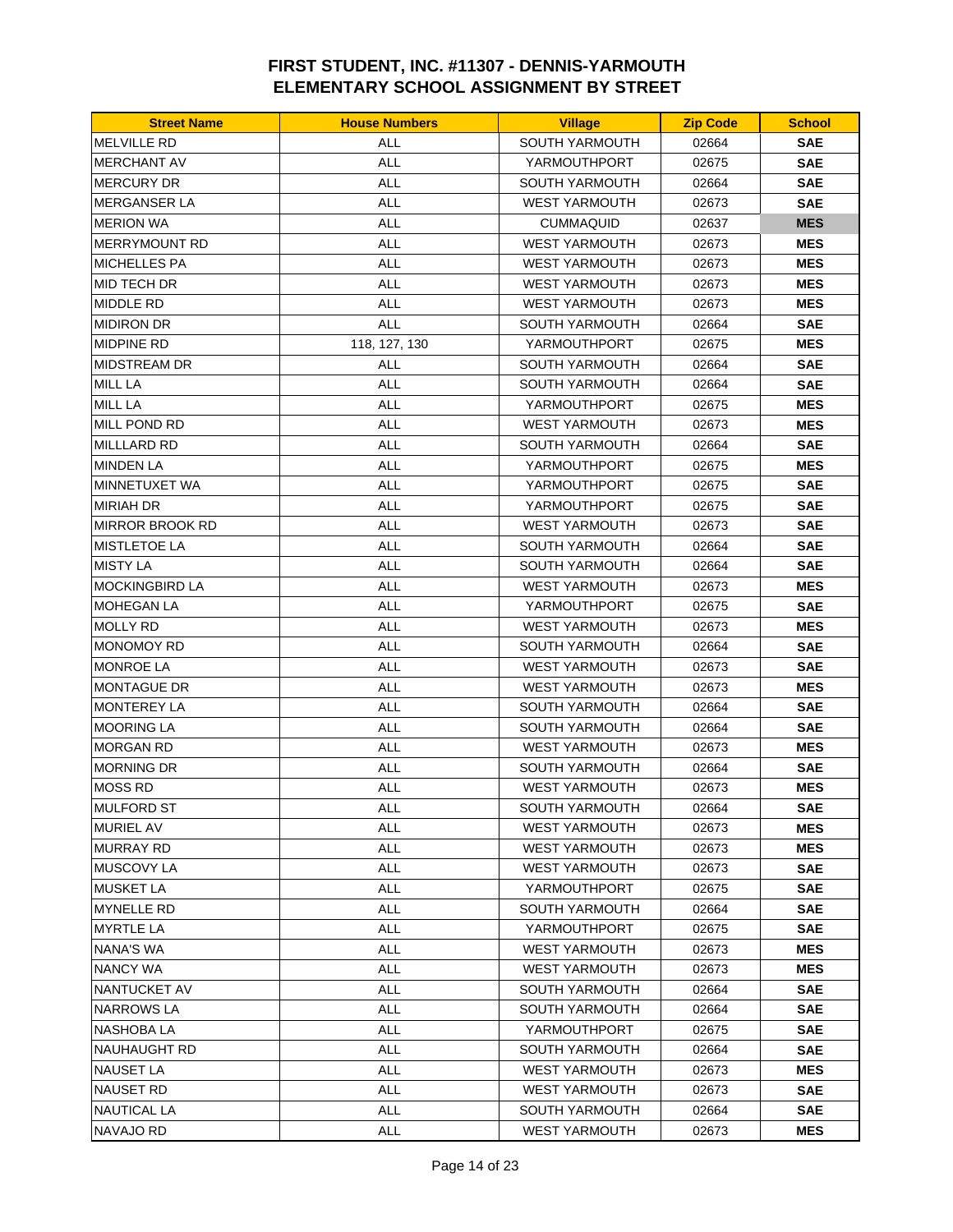# FIRST STUDENT, INC. #11307 - DENNIS-YARMOUTH
# ELEMENTARY SCHOOL ASSIGNMENT BY STREET

| Street Name | House Numbers | Village | Zip Code | School |
|---|---|---|---|---|
| MELVILLE RD | ALL | SOUTH YARMOUTH | 02664 | **SAE** |
| MERCHANT AV | ALL | YARMOUTHPORT | 02675 | **SAE** |
| MERCURY DR | ALL | SOUTH YARMOUTH | 02664 | **SAE** |
| MERGANSER LA | ALL | WEST YARMOUTH | 02673 | **SAE** |
| MERION WA | ALL | CUMMAQUID | 02637 | **MES** |
| MERRYMOUNT RD | ALL | WEST YARMOUTH | 02673 | **MES** |
| MICHELLES PA | ALL | WEST YARMOUTH | 02673 | **MES** |
| MID TECH DR | ALL | WEST YARMOUTH | 02673 | **MES** |
| MIDDLE RD | ALL | WEST YARMOUTH | 02673 | **MES** |
| MIDIRON DR | ALL | SOUTH YARMOUTH | 02664 | **SAE** |
| MIDPINE RD | 118, 127, 130 | YARMOUTHPORT | 02675 | **MES** |
| MIDSTREAM DR | ALL | SOUTH YARMOUTH | 02664 | **SAE** |
| MILL LA | ALL | SOUTH YARMOUTH | 02664 | **SAE** |
| MILL LA | ALL | YARMOUTHPORT | 02675 | **MES** |
| MILL POND RD | ALL | WEST YARMOUTH | 02673 | **MES** |
| MILLLARD RD | ALL | SOUTH YARMOUTH | 02664 | **SAE** |
| MINDEN LA | ALL | YARMOUTHPORT | 02675 | **MES** |
| MINNETUXET WA | ALL | YARMOUTHPORT | 02675 | **SAE** |
| MIRIAH DR | ALL | YARMOUTHPORT | 02675 | **SAE** |
| MIRROR BROOK RD | ALL | WEST YARMOUTH | 02673 | **SAE** |
| MISTLETOE LA | ALL | SOUTH YARMOUTH | 02664 | **SAE** |
| MISTY LA | ALL | SOUTH YARMOUTH | 02664 | **SAE** |
| MOCKINGBIRD LA | ALL | WEST YARMOUTH | 02673 | **MES** |
| MOHEGAN LA | ALL | YARMOUTHPORT | 02675 | **SAE** |
| MOLLY RD | ALL | WEST YARMOUTH | 02673 | **MES** |
| MONOMOY RD | ALL | SOUTH YARMOUTH | 02664 | **SAE** |
| MONROE LA | ALL | WEST YARMOUTH | 02673 | **SAE** |
| MONTAGUE DR | ALL | WEST YARMOUTH | 02673 | **MES** |
| MONTEREY LA | ALL | SOUTH YARMOUTH | 02664 | **SAE** |
| MOORING LA | ALL | SOUTH YARMOUTH | 02664 | **SAE** |
| MORGAN RD | ALL | WEST YARMOUTH | 02673 | **MES** |
| MORNING DR | ALL | SOUTH YARMOUTH | 02664 | **SAE** |
| MOSS RD | ALL | WEST YARMOUTH | 02673 | **MES** |
| MULFORD ST | ALL | SOUTH YARMOUTH | 02664 | **SAE** |
| MURIEL AV | ALL | WEST YARMOUTH | 02673 | **MES** |
| MURRAY RD | ALL | WEST YARMOUTH | 02673 | **MES** |
| MUSCOVY LA | ALL | WEST YARMOUTH | 02673 | **SAE** |
| MUSKET LA | ALL | YARMOUTHPORT | 02675 | **SAE** |
| MYNELLE RD | ALL | SOUTH YARMOUTH | 02664 | **SAE** |
| MYRTLE LA | ALL | YARMOUTHPORT | 02675 | **SAE** |
| NANA'S WA | ALL | WEST YARMOUTH | 02673 | **MES** |
| NANCY WA | ALL | WEST YARMOUTH | 02673 | **MES** |
| NANTUCKET AV | ALL | SOUTH YARMOUTH | 02664 | **SAE** |
| NARROWS LA | ALL | SOUTH YARMOUTH | 02664 | **SAE** |
| NASHOBA LA | ALL | YARMOUTHPORT | 02675 | **SAE** |
| NAUHAUGHT RD | ALL | SOUTH YARMOUTH | 02664 | **SAE** |
| NAUSET LA | ALL | WEST YARMOUTH | 02673 | **MES** |
| NAUSET RD | ALL | WEST YARMOUTH | 02673 | **SAE** |
| NAUTICAL LA | ALL | SOUTH YARMOUTH | 02664 | **SAE** |
| NAVAJO RD | ALL | WEST YARMOUTH | 02673 | **MES** |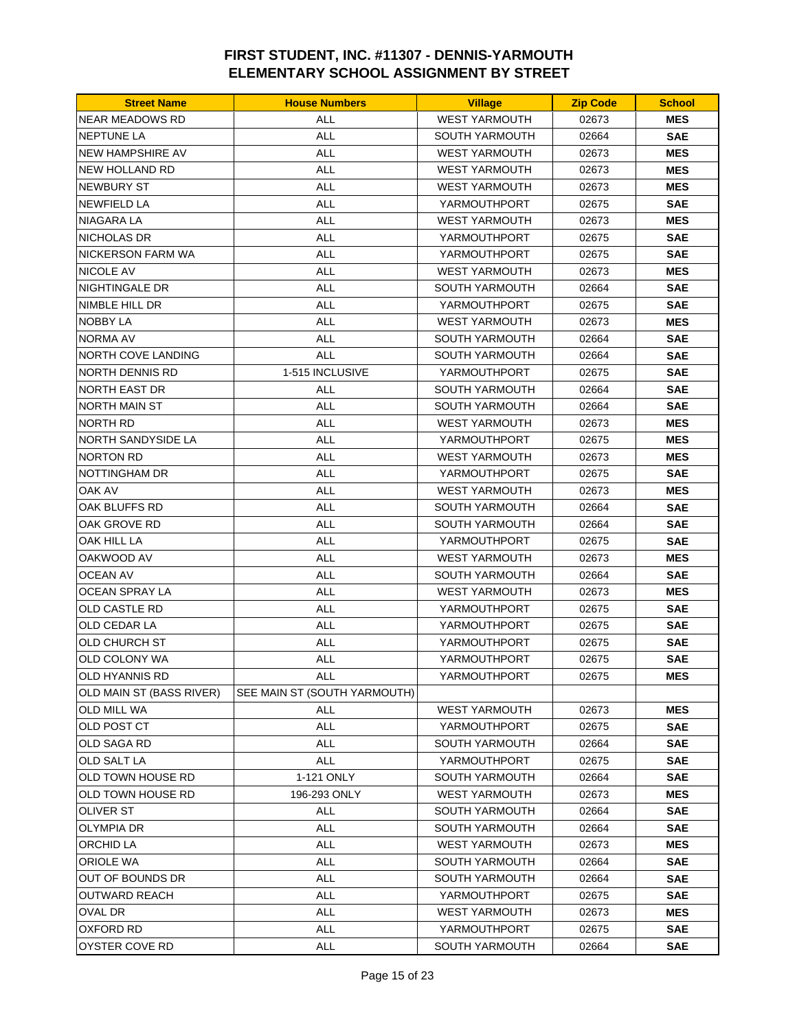# FIRST STUDENT, INC. #11307 - DENNIS-YARMOUTH
# ELEMENTARY SCHOOL ASSIGNMENT BY STREET

| Street Name | House Numbers | Village | Zip Code | School |
|---|---|---|---|---|
| NEAR MEADOWS RD | ALL | WEST YARMOUTH | 02673 | **MES** |
| NEPTUNE LA | ALL | SOUTH YARMOUTH | 02664 | **SAE** |
| NEW HAMPSHIRE AV | ALL | WEST YARMOUTH | 02673 | **MES** |
| NEW HOLLAND RD | ALL | WEST YARMOUTH | 02673 | **MES** |
| NEWBURY ST | ALL | WEST YARMOUTH | 02673 | **MES** |
| NEWFIELD LA | ALL | YARMOUTHPORT | 02675 | **SAE** |
| NIAGARA LA | ALL | WEST YARMOUTH | 02673 | **MES** |
| NICHOLAS DR | ALL | YARMOUTHPORT | 02675 | **SAE** |
| NICKERSON FARM WA | ALL | YARMOUTHPORT | 02675 | **SAE** |
| NICOLE AV | ALL | WEST YARMOUTH | 02673 | **MES** |
| NIGHTINGALE DR | ALL | SOUTH YARMOUTH | 02664 | **SAE** |
| NIMBLE HILL DR | ALL | YARMOUTHPORT | 02675 | **SAE** |
| NOBBY LA | ALL | WEST YARMOUTH | 02673 | **MES** |
| NORMA AV | ALL | SOUTH YARMOUTH | 02664 | **SAE** |
| NORTH COVE LANDING | ALL | SOUTH YARMOUTH | 02664 | **SAE** |
| NORTH DENNIS RD | 1-515 INCLUSIVE | YARMOUTHPORT | 02675 | **SAE** |
| NORTH EAST DR | ALL | SOUTH YARMOUTH | 02664 | **SAE** |
| NORTH MAIN ST | ALL | SOUTH YARMOUTH | 02664 | **SAE** |
| NORTH RD | ALL | WEST YARMOUTH | 02673 | **MES** |
| NORTH SANDYSIDE LA | ALL | YARMOUTHPORT | 02675 | **MES** |
| NORTON RD | ALL | WEST YARMOUTH | 02673 | **MES** |
| NOTTINGHAM DR | ALL | YARMOUTHPORT | 02675 | **SAE** |
| OAK AV | ALL | WEST YARMOUTH | 02673 | **MES** |
| OAK BLUFFS RD | ALL | SOUTH YARMOUTH | 02664 | **SAE** |
| OAK GROVE RD | ALL | SOUTH YARMOUTH | 02664 | **SAE** |
| OAK HILL LA | ALL | YARMOUTHPORT | 02675 | **SAE** |
| OAKWOOD AV | ALL | WEST YARMOUTH | 02673 | **MES** |
| OCEAN AV | ALL | SOUTH YARMOUTH | 02664 | **SAE** |
| OCEAN SPRAY LA | ALL | WEST YARMOUTH | 02673 | **MES** |
| OLD CASTLE RD | ALL | YARMOUTHPORT | 02675 | **SAE** |
| OLD CEDAR LA | ALL | YARMOUTHPORT | 02675 | **SAE** |
| OLD CHURCH ST | ALL | YARMOUTHPORT | 02675 | **SAE** |
| OLD COLONY WA | ALL | YARMOUTHPORT | 02675 | **SAE** |
| OLD HYANNIS RD | ALL | YARMOUTHPORT | 02675 | **MES** |
| OLD MAIN ST (BASS RIVER) | SEE MAIN ST (SOUTH YARMOUTH) | | | |
| OLD MILL WA | ALL | WEST YARMOUTH | 02673 | **MES** |
| OLD POST CT | ALL | YARMOUTHPORT | 02675 | **SAE** |
| OLD SAGA RD | ALL | SOUTH YARMOUTH | 02664 | **SAE** |
| OLD SALT LA | ALL | YARMOUTHPORT | 02675 | **SAE** |
| OLD TOWN HOUSE RD | 1-121 ONLY | SOUTH YARMOUTH | 02664 | **SAE** |
| OLD TOWN HOUSE RD | 196-293 ONLY | WEST YARMOUTH | 02673 | **MES** |
| OLIVER ST | ALL | SOUTH YARMOUTH | 02664 | **SAE** |
| OLYMPIA DR | ALL | SOUTH YARMOUTH | 02664 | **SAE** |
| ORCHID LA | ALL | WEST YARMOUTH | 02673 | **MES** |
| ORIOLE WA | ALL | SOUTH YARMOUTH | 02664 | **SAE** |
| OUT OF BOUNDS DR | ALL | SOUTH YARMOUTH | 02664 | **SAE** |
| OUTWARD REACH | ALL | YARMOUTHPORT | 02675 | **SAE** |
| OVAL DR | ALL | WEST YARMOUTH | 02673 | **MES** |
| OXFORD RD | ALL | YARMOUTHPORT | 02675 | **SAE** |
| OYSTER COVE RD | ALL | SOUTH YARMOUTH | 02664 | **SAE** |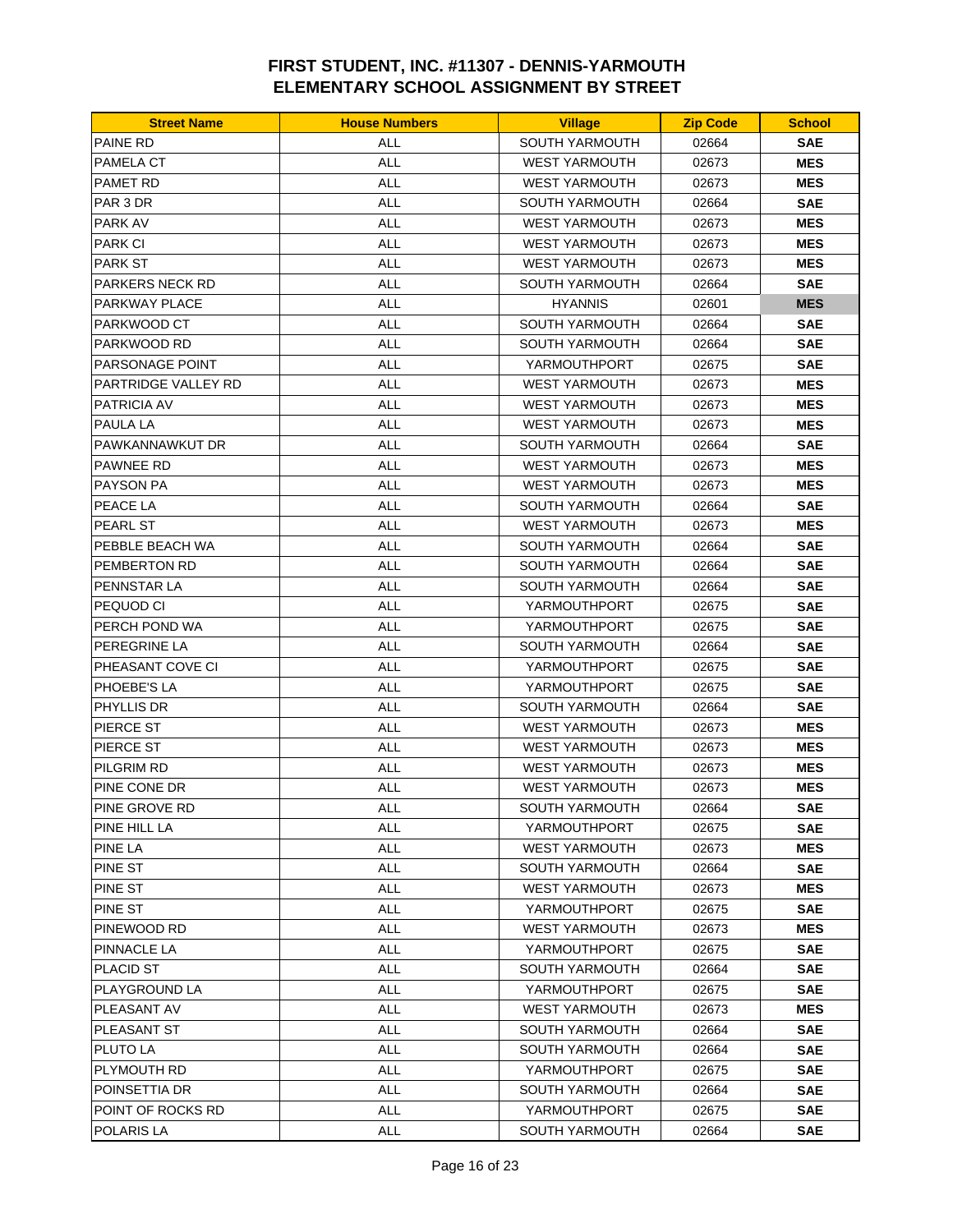# FIRST STUDENT, INC. #11307 - DENNIS-YARMOUTH
# ELEMENTARY SCHOOL ASSIGNMENT BY STREET

| Street Name | House Numbers | Village | Zip Code | School |
|---|---|---|---|---|
| PAINE RD | ALL | SOUTH YARMOUTH | 02664 | **SAE** |
| PAMELA CT | ALL | WEST YARMOUTH | 02673 | **MES** |
| PAMET RD | ALL | WEST YARMOUTH | 02673 | **MES** |
| PAR 3 DR | ALL | SOUTH YARMOUTH | 02664 | **SAE** |
| PARK AV | ALL | WEST YARMOUTH | 02673 | **MES** |
| PARK CI | ALL | WEST YARMOUTH | 02673 | **MES** |
| PARK ST | ALL | WEST YARMOUTH | 02673 | **MES** |
| PARKERS NECK RD | ALL | SOUTH YARMOUTH | 02664 | **SAE** |
| PARKWAY PLACE | ALL | HYANNIS | 02601 | **MES** |
| PARKWOOD CT | ALL | SOUTH YARMOUTH | 02664 | **SAE** |
| PARKWOOD RD | ALL | SOUTH YARMOUTH | 02664 | **SAE** |
| PARSONAGE POINT | ALL | YARMOUTHPORT | 02675 | **SAE** |
| PARTRIDGE VALLEY RD | ALL | WEST YARMOUTH | 02673 | **MES** |
| PATRICIA AV | ALL | WEST YARMOUTH | 02673 | **MES** |
| PAULA LA | ALL | WEST YARMOUTH | 02673 | **MES** |
| PAWKANNAWKUT DR | ALL | SOUTH YARMOUTH | 02664 | **SAE** |
| PAWNEE RD | ALL | WEST YARMOUTH | 02673 | **MES** |
| PAYSON PA | ALL | WEST YARMOUTH | 02673 | **MES** |
| PEACE LA | ALL | SOUTH YARMOUTH | 02664 | **SAE** |
| PEARL ST | ALL | WEST YARMOUTH | 02673 | **MES** |
| PEBBLE BEACH WA | ALL | SOUTH YARMOUTH | 02664 | **SAE** |
| PEMBERTON RD | ALL | SOUTH YARMOUTH | 02664 | **SAE** |
| PENNSTAR LA | ALL | SOUTH YARMOUTH | 02664 | **SAE** |
| PEQUOD CI | ALL | YARMOUTHPORT | 02675 | **SAE** |
| PERCH POND WA | ALL | YARMOUTHPORT | 02675 | **SAE** |
| PEREGRINE LA | ALL | SOUTH YARMOUTH | 02664 | **SAE** |
| PHEASANT COVE CI | ALL | YARMOUTHPORT | 02675 | **SAE** |
| PHOEBE'S LA | ALL | YARMOUTHPORT | 02675 | **SAE** |
| PHYLLIS DR | ALL | SOUTH YARMOUTH | 02664 | **SAE** |
| PIERCE ST | ALL | WEST YARMOUTH | 02673 | **MES** |
| PIERCE ST | ALL | WEST YARMOUTH | 02673 | **MES** |
| PILGRIM RD | ALL | WEST YARMOUTH | 02673 | **MES** |
| PINE CONE DR | ALL | WEST YARMOUTH | 02673 | **MES** |
| PINE GROVE RD | ALL | SOUTH YARMOUTH | 02664 | **SAE** |
| PINE HILL LA | ALL | YARMOUTHPORT | 02675 | **SAE** |
| PINE LA | ALL | WEST YARMOUTH | 02673 | **MES** |
| PINE ST | ALL | SOUTH YARMOUTH | 02664 | **SAE** |
| PINE ST | ALL | WEST YARMOUTH | 02673 | **MES** |
| PINE ST | ALL | YARMOUTHPORT | 02675 | **SAE** |
| PINEWOOD RD | ALL | WEST YARMOUTH | 02673 | **MES** |
| PINNACLE LA | ALL | YARMOUTHPORT | 02675 | **SAE** |
| PLACID ST | ALL | SOUTH YARMOUTH | 02664 | **SAE** |
| PLAYGROUND LA | ALL | YARMOUTHPORT | 02675 | **SAE** |
| PLEASANT AV | ALL | WEST YARMOUTH | 02673 | **MES** |
| PLEASANT ST | ALL | SOUTH YARMOUTH | 02664 | **SAE** |
| PLUTO LA | ALL | SOUTH YARMOUTH | 02664 | **SAE** |
| PLYMOUTH RD | ALL | YARMOUTHPORT | 02675 | **SAE** |
| POINSETTIA DR | ALL | SOUTH YARMOUTH | 02664 | **SAE** |
| POINT OF ROCKS RD | ALL | YARMOUTHPORT | 02675 | **SAE** |
| POLARIS LA | ALL | SOUTH YARMOUTH | 02664 | **SAE** |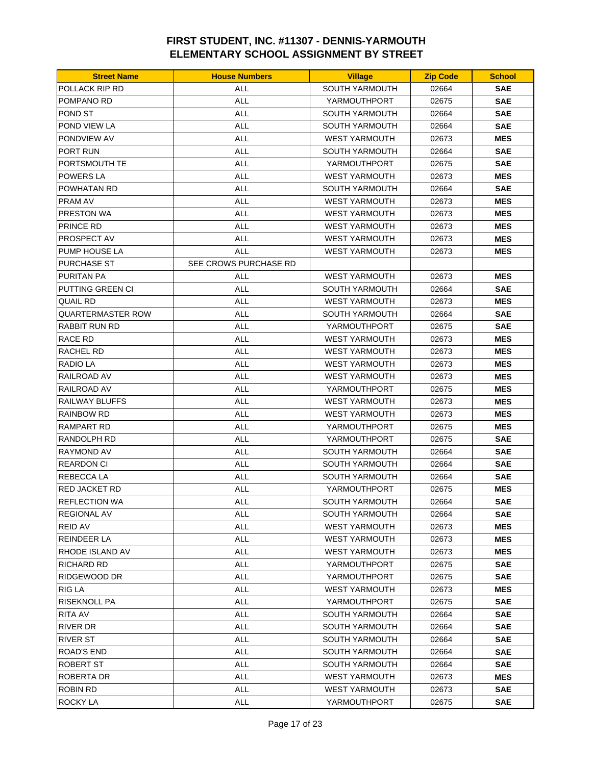# FIRST STUDENT, INC. #11307 - DENNIS-YARMOUTH
# ELEMENTARY SCHOOL ASSIGNMENT BY STREET

| Street Name | House Numbers | Village | Zip Code | School |
|---|---|---|---|---|
| POLLACK RIP RD | ALL | SOUTH YARMOUTH | 02664 | **SAE** |
| POMPANO RD | ALL | YARMOUTHPORT | 02675 | **SAE** |
| POND ST | ALL | SOUTH YARMOUTH | 02664 | **SAE** |
| POND VIEW LA | ALL | SOUTH YARMOUTH | 02664 | **SAE** |
| PONDVIEW AV | ALL | WEST YARMOUTH | 02673 | **MES** |
| PORT RUN | ALL | SOUTH YARMOUTH | 02664 | **SAE** |
| PORTSMOUTH TE | ALL | YARMOUTHPORT | 02675 | **SAE** |
| POWERS LA | ALL | WEST YARMOUTH | 02673 | **MES** |
| POWHATAN RD | ALL | SOUTH YARMOUTH | 02664 | **SAE** |
| PRAM AV | ALL | WEST YARMOUTH | 02673 | **MES** |
| PRESTON WA | ALL | WEST YARMOUTH | 02673 | **MES** |
| PRINCE RD | ALL | WEST YARMOUTH | 02673 | **MES** |
| PROSPECT AV | ALL | WEST YARMOUTH | 02673 | **MES** |
| PUMP HOUSE LA | ALL | WEST YARMOUTH | 02673 | **MES** |
| PURCHASE ST | SEE CROWS PURCHASE RD | | | |
| PURITAN PA | ALL | WEST YARMOUTH | 02673 | **MES** |
| PUTTING GREEN CI | ALL | SOUTH YARMOUTH | 02664 | **SAE** |
| QUAIL RD | ALL | WEST YARMOUTH | 02673 | **MES** |
| QUARTERMASTER ROW | ALL | SOUTH YARMOUTH | 02664 | **SAE** |
| RABBIT RUN RD | ALL | YARMOUTHPORT | 02675 | **SAE** |
| RACE RD | ALL | WEST YARMOUTH | 02673 | **MES** |
| RACHEL RD | ALL | WEST YARMOUTH | 02673 | **MES** |
| RADIO LA | ALL | WEST YARMOUTH | 02673 | **MES** |
| RAILROAD AV | ALL | WEST YARMOUTH | 02673 | **MES** |
| RAILROAD AV | ALL | YARMOUTHPORT | 02675 | **MES** |
| RAILWAY BLUFFS | ALL | WEST YARMOUTH | 02673 | **MES** |
| RAINBOW RD | ALL | WEST YARMOUTH | 02673 | **MES** |
| RAMPART RD | ALL | YARMOUTHPORT | 02675 | **MES** |
| RANDOLPH RD | ALL | YARMOUTHPORT | 02675 | **SAE** |
| RAYMOND AV | ALL | SOUTH YARMOUTH | 02664 | **SAE** |
| REARDON CI | ALL | SOUTH YARMOUTH | 02664 | **SAE** |
| REBECCA LA | ALL | SOUTH YARMOUTH | 02664 | **SAE** |
| RED JACKET RD | ALL | YARMOUTHPORT | 02675 | **MES** |
| REFLECTION WA | ALL | SOUTH YARMOUTH | 02664 | **SAE** |
| REGIONAL AV | ALL | SOUTH YARMOUTH | 02664 | **SAE** |
| REID AV | ALL | WEST YARMOUTH | 02673 | **MES** |
| REINDEER LA | ALL | WEST YARMOUTH | 02673 | **MES** |
| RHODE ISLAND AV | ALL | WEST YARMOUTH | 02673 | **MES** |
| RICHARD RD | ALL | YARMOUTHPORT | 02675 | **SAE** |
| RIDGEWOOD DR | ALL | YARMOUTHPORT | 02675 | **SAE** |
| RIG LA | ALL | WEST YARMOUTH | 02673 | **MES** |
| RISEKNOLL PA | ALL | YARMOUTHPORT | 02675 | **SAE** |
| RITA AV | ALL | SOUTH YARMOUTH | 02664 | **SAE** |
| RIVER DR | ALL | SOUTH YARMOUTH | 02664 | **SAE** |
| RIVER ST | ALL | SOUTH YARMOUTH | 02664 | **SAE** |
| ROAD'S END | ALL | SOUTH YARMOUTH | 02664 | **SAE** |
| ROBERT ST | ALL | SOUTH YARMOUTH | 02664 | **SAE** |
| ROBERTA DR | ALL | WEST YARMOUTH | 02673 | **MES** |
| ROBIN RD | ALL | WEST YARMOUTH | 02673 | **SAE** |
| ROCKY LA | ALL | YARMOUTHPORT | 02675 | **SAE** |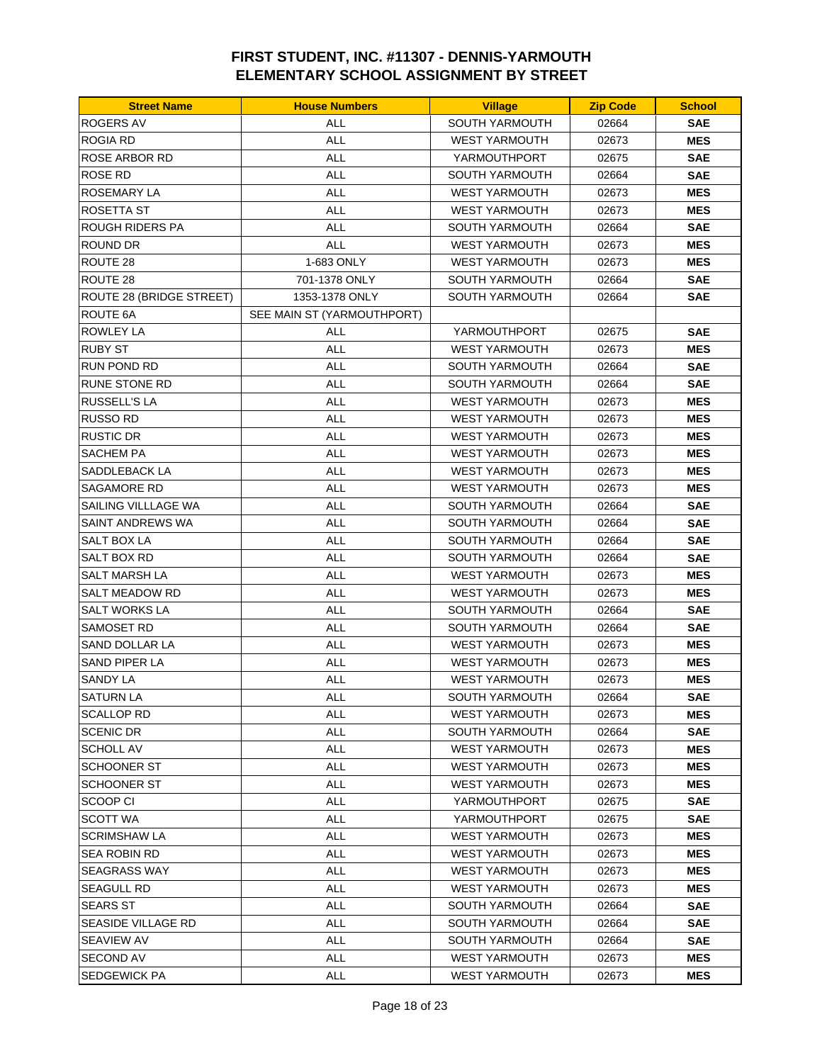# FIRST STUDENT, INC. #11307 - DENNIS-YARMOUTH ELEMENTARY SCHOOL ASSIGNMENT BY STREET

| Street Name | House Numbers | Village | Zip Code | School |
|---|---|---|---|---|
| ROGERS AV | ALL | SOUTH YARMOUTH | 02664 | **SAE** |
| ROGIA RD | ALL | WEST YARMOUTH | 02673 | **MES** |
| ROSE ARBOR RD | ALL | YARMOUTHPORT | 02675 | **SAE** |
| ROSE RD | ALL | SOUTH YARMOUTH | 02664 | **SAE** |
| ROSEMARY LA | ALL | WEST YARMOUTH | 02673 | **MES** |
| ROSETTA ST | ALL | WEST YARMOUTH | 02673 | **MES** |
| ROUGH RIDERS PA | ALL | SOUTH YARMOUTH | 02664 | **SAE** |
| ROUND DR | ALL | WEST YARMOUTH | 02673 | **MES** |
| ROUTE 28 | 1-683 ONLY | WEST YARMOUTH | 02673 | **MES** |
| ROUTE 28 | 701-1378 ONLY | SOUTH YARMOUTH | 02664 | **SAE** |
| ROUTE 28 (BRIDGE STREET) | 1353-1378 ONLY | SOUTH YARMOUTH | 02664 | **SAE** |
| ROUTE 6A | SEE MAIN ST (YARMOUTHPORT) | | | |
| ROWLEY LA | ALL | YARMOUTHPORT | 02675 | **SAE** |
| RUBY ST | ALL | WEST YARMOUTH | 02673 | **MES** |
| RUN POND RD | ALL | SOUTH YARMOUTH | 02664 | **SAE** |
| RUNE STONE RD | ALL | SOUTH YARMOUTH | 02664 | **SAE** |
| RUSSELL'S LA | ALL | WEST YARMOUTH | 02673 | **MES** |
| RUSSO RD | ALL | WEST YARMOUTH | 02673 | **MES** |
| RUSTIC DR | ALL | WEST YARMOUTH | 02673 | **MES** |
| SACHEM PA | ALL | WEST YARMOUTH | 02673 | **MES** |
| SADDLEBACK LA | ALL | WEST YARMOUTH | 02673 | **MES** |
| SAGAMORE RD | ALL | WEST YARMOUTH | 02673 | **MES** |
| SAILING VILLLAGE WA | ALL | SOUTH YARMOUTH | 02664 | **SAE** |
| SAINT ANDREWS WA | ALL | SOUTH YARMOUTH | 02664 | **SAE** |
| SALT BOX LA | ALL | SOUTH YARMOUTH | 02664 | **SAE** |
| SALT BOX RD | ALL | SOUTH YARMOUTH | 02664 | **SAE** |
| SALT MARSH LA | ALL | WEST YARMOUTH | 02673 | **MES** |
| SALT MEADOW RD | ALL | WEST YARMOUTH | 02673 | **MES** |
| SALT WORKS LA | ALL | SOUTH YARMOUTH | 02664 | **SAE** |
| SAMOSET RD | ALL | SOUTH YARMOUTH | 02664 | **SAE** |
| SAND DOLLAR LA | ALL | WEST YARMOUTH | 02673 | **MES** |
| SAND PIPER LA | ALL | WEST YARMOUTH | 02673 | **MES** |
| SANDY LA | ALL | WEST YARMOUTH | 02673 | **MES** |
| SATURN LA | ALL | SOUTH YARMOUTH | 02664 | **SAE** |
| SCALLOP RD | ALL | WEST YARMOUTH | 02673 | **MES** |
| SCENIC DR | ALL | SOUTH YARMOUTH | 02664 | **SAE** |
| SCHOLL AV | ALL | WEST YARMOUTH | 02673 | **MES** |
| SCHOONER ST | ALL | WEST YARMOUTH | 02673 | **MES** |
| SCHOONER ST | ALL | WEST YARMOUTH | 02673 | **MES** |
| SCOOP CI | ALL | YARMOUTHPORT | 02675 | **SAE** |
| SCOTT WA | ALL | YARMOUTHPORT | 02675 | **SAE** |
| SCRIMSHAW LA | ALL | WEST YARMOUTH | 02673 | **MES** |
| SEA ROBIN RD | ALL | WEST YARMOUTH | 02673 | **MES** |
| SEAGRASS WAY | ALL | WEST YARMOUTH | 02673 | **MES** |
| SEAGULL RD | ALL | WEST YARMOUTH | 02673 | **MES** |
| SEARS ST | ALL | SOUTH YARMOUTH | 02664 | **SAE** |
| SEASIDE VILLAGE RD | ALL | SOUTH YARMOUTH | 02664 | **SAE** |
| SEAVIEW AV | ALL | SOUTH YARMOUTH | 02664 | **SAE** |
| SECOND AV | ALL | WEST YARMOUTH | 02673 | **MES** |
| SEDGEWICK PA | ALL | WEST YARMOUTH | 02673 | **MES** |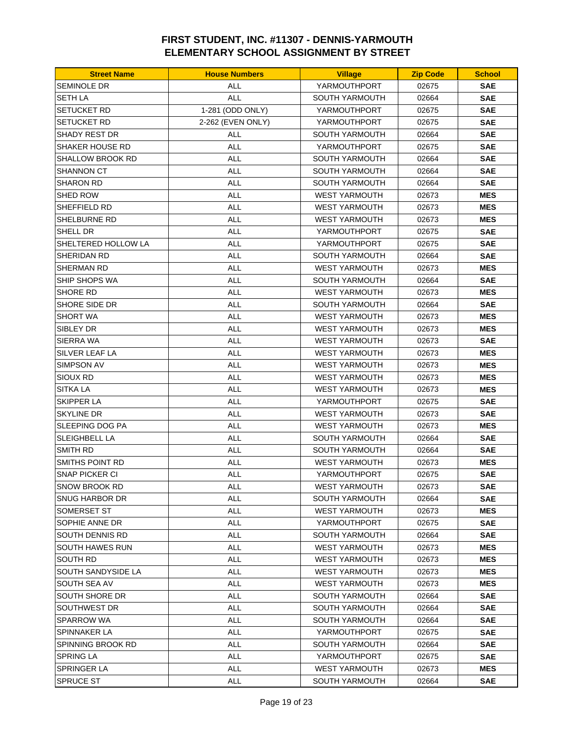# FIRST STUDENT, INC. #11307 - DENNIS-YARMOUTH
# ELEMENTARY SCHOOL ASSIGNMENT BY STREET

| Street Name | House Numbers | Village | Zip Code | School |
|---|---|---|---|---|
| SEMINOLE DR | ALL | YARMOUTHPORT | 02675 | **SAE** |
| SETH LA | ALL | SOUTH YARMOUTH | 02664 | **SAE** |
| SETUCKET RD | 1-281 (ODD ONLY) | YARMOUTHPORT | 02675 | **SAE** |
| SETUCKET RD | 2-262 (EVEN ONLY) | YARMOUTHPORT | 02675 | **SAE** |
| SHADY REST DR | ALL | SOUTH YARMOUTH | 02664 | **SAE** |
| SHAKER HOUSE RD | ALL | YARMOUTHPORT | 02675 | **SAE** |
| SHALLOW BROOK RD | ALL | SOUTH YARMOUTH | 02664 | **SAE** |
| SHANNON CT | ALL | SOUTH YARMOUTH | 02664 | **SAE** |
| SHARON RD | ALL | SOUTH YARMOUTH | 02664 | **SAE** |
| SHED ROW | ALL | WEST YARMOUTH | 02673 | **MES** |
| SHEFFIELD RD | ALL | WEST YARMOUTH | 02673 | **MES** |
| SHELBURNE RD | ALL | WEST YARMOUTH | 02673 | **MES** |
| SHELL DR | ALL | YARMOUTHPORT | 02675 | **SAE** |
| SHELTERED HOLLOW LA | ALL | YARMOUTHPORT | 02675 | **SAE** |
| SHERIDAN RD | ALL | SOUTH YARMOUTH | 02664 | **SAE** |
| SHERMAN RD | ALL | WEST YARMOUTH | 02673 | **MES** |
| SHIP SHOPS WA | ALL | SOUTH YARMOUTH | 02664 | **SAE** |
| SHORE RD | ALL | WEST YARMOUTH | 02673 | **MES** |
| SHORE SIDE DR | ALL | SOUTH YARMOUTH | 02664 | **SAE** |
| SHORT WA | ALL | WEST YARMOUTH | 02673 | **MES** |
| SIBLEY DR | ALL | WEST YARMOUTH | 02673 | **MES** |
| SIERRA WA | ALL | WEST YARMOUTH | 02673 | **SAE** |
| SILVER LEAF LA | ALL | WEST YARMOUTH | 02673 | **MES** |
| SIMPSON AV | ALL | WEST YARMOUTH | 02673 | **MES** |
| SIOUX RD | ALL | WEST YARMOUTH | 02673 | **MES** |
| SITKA LA | ALL | WEST YARMOUTH | 02673 | **MES** |
| SKIPPER LA | ALL | YARMOUTHPORT | 02675 | **SAE** |
| SKYLINE DR | ALL | WEST YARMOUTH | 02673 | **SAE** |
| SLEEPING DOG PA | ALL | WEST YARMOUTH | 02673 | **MES** |
| SLEIGHBELL LA | ALL | SOUTH YARMOUTH | 02664 | **SAE** |
| SMITH RD | ALL | SOUTH YARMOUTH | 02664 | **SAE** |
| SMITHS POINT RD | ALL | WEST YARMOUTH | 02673 | **MES** |
| SNAP PICKER CI | ALL | YARMOUTHPORT | 02675 | **SAE** |
| SNOW BROOK RD | ALL | WEST YARMOUTH | 02673 | **SAE** |
| SNUG HARBOR DR | ALL | SOUTH YARMOUTH | 02664 | **SAE** |
| SOMERSET ST | ALL | WEST YARMOUTH | 02673 | **MES** |
| SOPHIE ANNE DR | ALL | YARMOUTHPORT | 02675 | **SAE** |
| SOUTH DENNIS RD | ALL | SOUTH YARMOUTH | 02664 | **SAE** |
| SOUTH HAWES RUN | ALL | WEST YARMOUTH | 02673 | **MES** |
| SOUTH RD | ALL | WEST YARMOUTH | 02673 | **MES** |
| SOUTH SANDYSIDE LA | ALL | WEST YARMOUTH | 02673 | **MES** |
| SOUTH SEA AV | ALL | WEST YARMOUTH | 02673 | **MES** |
| SOUTH SHORE DR | ALL | SOUTH YARMOUTH | 02664 | **SAE** |
| SOUTHWEST DR | ALL | SOUTH YARMOUTH | 02664 | **SAE** |
| SPARROW WA | ALL | SOUTH YARMOUTH | 02664 | **SAE** |
| SPINNAKER LA | ALL | YARMOUTHPORT | 02675 | **SAE** |
| SPINNING BROOK RD | ALL | SOUTH YARMOUTH | 02664 | **SAE** |
| SPRING LA | ALL | YARMOUTHPORT | 02675 | **SAE** |
| SPRINGER LA | ALL | WEST YARMOUTH | 02673 | **MES** |
| SPRUCE ST | ALL | SOUTH YARMOUTH | 02664 | **SAE** |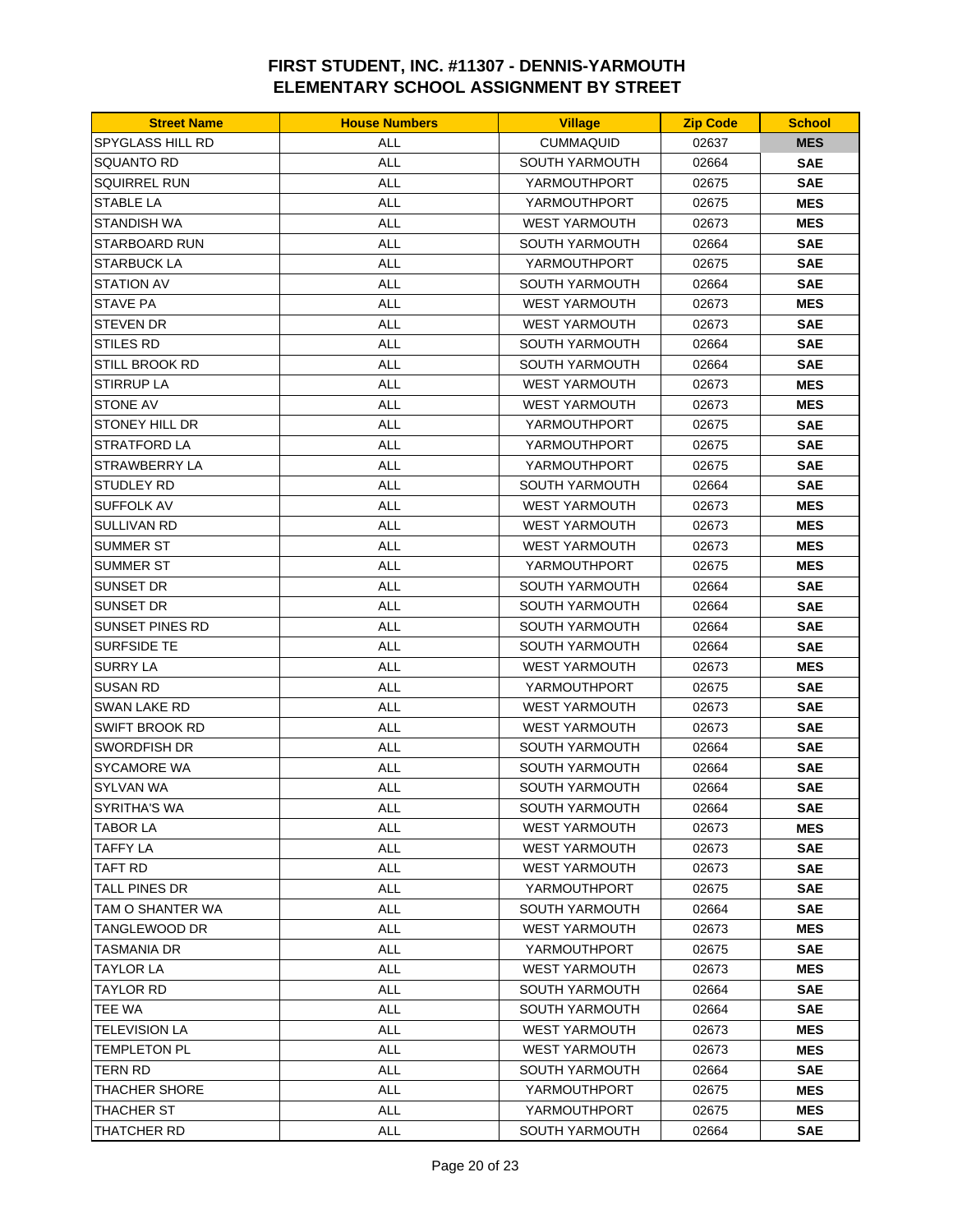# FIRST STUDENT, INC. #11307 - DENNIS-YARMOUTH
# ELEMENTARY SCHOOL ASSIGNMENT BY STREET

| Street Name | House Numbers | Village | Zip Code | School |
|---|---|---|---|---|
| SPYGLASS HILL RD | ALL | CUMMAQUID | 02637 | **MES** |
| SQUANTO RD | ALL | SOUTH YARMOUTH | 02664 | **SAE** |
| SQUIRREL RUN | ALL | YARMOUTHPORT | 02675 | **SAE** |
| STABLE LA | ALL | YARMOUTHPORT | 02675 | **MES** |
| STANDISH WA | ALL | WEST YARMOUTH | 02673 | **MES** |
| STARBOARD RUN | ALL | SOUTH YARMOUTH | 02664 | **SAE** |
| STARBUCK LA | ALL | YARMOUTHPORT | 02675 | **SAE** |
| STATION AV | ALL | SOUTH YARMOUTH | 02664 | **SAE** |
| STAVE PA | ALL | WEST YARMOUTH | 02673 | **MES** |
| STEVEN DR | ALL | WEST YARMOUTH | 02673 | **SAE** |
| STILES RD | ALL | SOUTH YARMOUTH | 02664 | **SAE** |
| STILL BROOK RD | ALL | SOUTH YARMOUTH | 02664 | **SAE** |
| STIRRUP LA | ALL | WEST YARMOUTH | 02673 | **MES** |
| STONE AV | ALL | WEST YARMOUTH | 02673 | **MES** |
| STONEY HILL DR | ALL | YARMOUTHPORT | 02675 | **SAE** |
| STRATFORD LA | ALL | YARMOUTHPORT | 02675 | **SAE** |
| STRAWBERRY LA | ALL | YARMOUTHPORT | 02675 | **SAE** |
| STUDLEY RD | ALL | SOUTH YARMOUTH | 02664 | **SAE** |
| SUFFOLK AV | ALL | WEST YARMOUTH | 02673 | **MES** |
| SULLIVAN RD | ALL | WEST YARMOUTH | 02673 | **MES** |
| SUMMER ST | ALL | WEST YARMOUTH | 02673 | **MES** |
| SUMMER ST | ALL | YARMOUTHPORT | 02675 | **MES** |
| SUNSET DR | ALL | SOUTH YARMOUTH | 02664 | **SAE** |
| SUNSET DR | ALL | SOUTH YARMOUTH | 02664 | **SAE** |
| SUNSET PINES RD | ALL | SOUTH YARMOUTH | 02664 | **SAE** |
| SURFSIDE TE | ALL | SOUTH YARMOUTH | 02664 | **SAE** |
| SURRY LA | ALL | WEST YARMOUTH | 02673 | **MES** |
| SUSAN RD | ALL | YARMOUTHPORT | 02675 | **SAE** |
| SWAN LAKE RD | ALL | WEST YARMOUTH | 02673 | **SAE** |
| SWIFT BROOK RD | ALL | WEST YARMOUTH | 02673 | **SAE** |
| SWORDFISH DR | ALL | SOUTH YARMOUTH | 02664 | **SAE** |
| SYCAMORE WA | ALL | SOUTH YARMOUTH | 02664 | **SAE** |
| SYLVAN WA | ALL | SOUTH YARMOUTH | 02664 | **SAE** |
| SYRITHA'S WA | ALL | SOUTH YARMOUTH | 02664 | **SAE** |
| TABOR LA | ALL | WEST YARMOUTH | 02673 | **MES** |
| TAFFY LA | ALL | WEST YARMOUTH | 02673 | **SAE** |
| TAFT RD | ALL | WEST YARMOUTH | 02673 | **SAE** |
| TALL PINES DR | ALL | YARMOUTHPORT | 02675 | **SAE** |
| TAM O SHANTER WA | ALL | SOUTH YARMOUTH | 02664 | **SAE** |
| TANGLEWOOD DR | ALL | WEST YARMOUTH | 02673 | **MES** |
| TASMANIA DR | ALL | YARMOUTHPORT | 02675 | **SAE** |
| TAYLOR LA | ALL | WEST YARMOUTH | 02673 | **MES** |
| TAYLOR RD | ALL | SOUTH YARMOUTH | 02664 | **SAE** |
| TEE WA | ALL | SOUTH YARMOUTH | 02664 | **SAE** |
| TELEVISION LA | ALL | WEST YARMOUTH | 02673 | **MES** |
| TEMPLETON PL | ALL | WEST YARMOUTH | 02673 | **MES** |
| TERN RD | ALL | SOUTH YARMOUTH | 02664 | **SAE** |
| THACHER SHORE | ALL | YARMOUTHPORT | 02675 | **MES** |
| THACHER ST | ALL | YARMOUTHPORT | 02675 | **MES** |
| THATCHER RD | ALL | SOUTH YARMOUTH | 02664 | **SAE** |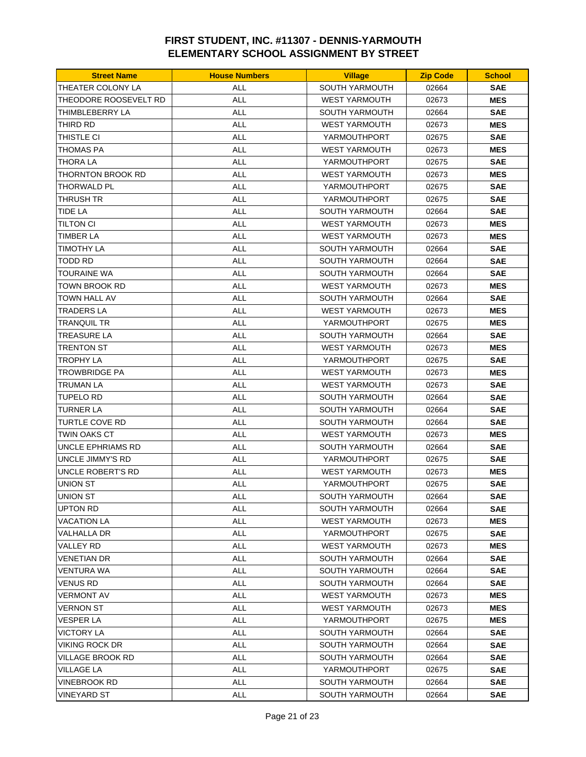# FIRST STUDENT, INC. #11307 - DENNIS-YARMOUTH
# ELEMENTARY SCHOOL ASSIGNMENT BY STREET

| Street Name | House Numbers | Village | Zip Code | School |
|---|---|---|---|---|
| THEATER COLONY LA | ALL | SOUTH YARMOUTH | 02664 | **SAE** |
| THEODORE ROOSEVELT RD | ALL | WEST YARMOUTH | 02673 | **MES** |
| THIMBLEBERRY LA | ALL | SOUTH YARMOUTH | 02664 | **SAE** |
| THIRD RD | ALL | WEST YARMOUTH | 02673 | **MES** |
| THISTLE CI | ALL | YARMOUTHPORT | 02675 | **SAE** |
| THOMAS PA | ALL | WEST YARMOUTH | 02673 | **MES** |
| THORA LA | ALL | YARMOUTHPORT | 02675 | **SAE** |
| THORNTON BROOK RD | ALL | WEST YARMOUTH | 02673 | **MES** |
| THORWALD PL | ALL | YARMOUTHPORT | 02675 | **SAE** |
| THRUSH TR | ALL | YARMOUTHPORT | 02675 | **SAE** |
| TIDE LA | ALL | SOUTH YARMOUTH | 02664 | **SAE** |
| TILTON CI | ALL | WEST YARMOUTH | 02673 | **MES** |
| TIMBER LA | ALL | WEST YARMOUTH | 02673 | **MES** |
| TIMOTHY LA | ALL | SOUTH YARMOUTH | 02664 | **SAE** |
| TODD RD | ALL | SOUTH YARMOUTH | 02664 | **SAE** |
| TOURAINE WA | ALL | SOUTH YARMOUTH | 02664 | **SAE** |
| TOWN BROOK RD | ALL | WEST YARMOUTH | 02673 | **MES** |
| TOWN HALL AV | ALL | SOUTH YARMOUTH | 02664 | **SAE** |
| TRADERS LA | ALL | WEST YARMOUTH | 02673 | **MES** |
| TRANQUIL TR | ALL | YARMOUTHPORT | 02675 | **MES** |
| TREASURE LA | ALL | SOUTH YARMOUTH | 02664 | **SAE** |
| TRENTON ST | ALL | WEST YARMOUTH | 02673 | **MES** |
| TROPHY LA | ALL | YARMOUTHPORT | 02675 | **SAE** |
| TROWBRIDGE PA | ALL | WEST YARMOUTH | 02673 | **MES** |
| TRUMAN LA | ALL | WEST YARMOUTH | 02673 | **SAE** |
| TUPELO RD | ALL | SOUTH YARMOUTH | 02664 | **SAE** |
| TURNER LA | ALL | SOUTH YARMOUTH | 02664 | **SAE** |
| TURTLE COVE RD | ALL | SOUTH YARMOUTH | 02664 | **SAE** |
| TWIN OAKS CT | ALL | WEST YARMOUTH | 02673 | **MES** |
| UNCLE EPHRIAMS RD | ALL | SOUTH YARMOUTH | 02664 | **SAE** |
| UNCLE JIMMY'S RD | ALL | YARMOUTHPORT | 02675 | **SAE** |
| UNCLE ROBERT'S RD | ALL | WEST YARMOUTH | 02673 | **MES** |
| UNION ST | ALL | YARMOUTHPORT | 02675 | **SAE** |
| UNION ST | ALL | SOUTH YARMOUTH | 02664 | **SAE** |
| UPTON RD | ALL | SOUTH YARMOUTH | 02664 | **SAE** |
| VACATION LA | ALL | WEST YARMOUTH | 02673 | **MES** |
| VALHALLA DR | ALL | YARMOUTHPORT | 02675 | **SAE** |
| VALLEY RD | ALL | WEST YARMOUTH | 02673 | **MES** |
| VENETIAN DR | ALL | SOUTH YARMOUTH | 02664 | **SAE** |
| VENTURA WA | ALL | SOUTH YARMOUTH | 02664 | **SAE** |
| VENUS RD | ALL | SOUTH YARMOUTH | 02664 | **SAE** |
| VERMONT AV | ALL | WEST YARMOUTH | 02673 | **MES** |
| VERNON ST | ALL | WEST YARMOUTH | 02673 | **MES** |
| VESPER LA | ALL | YARMOUTHPORT | 02675 | **MES** |
| VICTORY LA | ALL | SOUTH YARMOUTH | 02664 | **SAE** |
| VIKING ROCK DR | ALL | SOUTH YARMOUTH | 02664 | **SAE** |
| VILLAGE BROOK RD | ALL | SOUTH YARMOUTH | 02664 | **SAE** |
| VILLAGE LA | ALL | YARMOUTHPORT | 02675 | **SAE** |
| VINEBROOK RD | ALL | SOUTH YARMOUTH | 02664 | **SAE** |
| VINEYARD ST | ALL | SOUTH YARMOUTH | 02664 | **SAE** |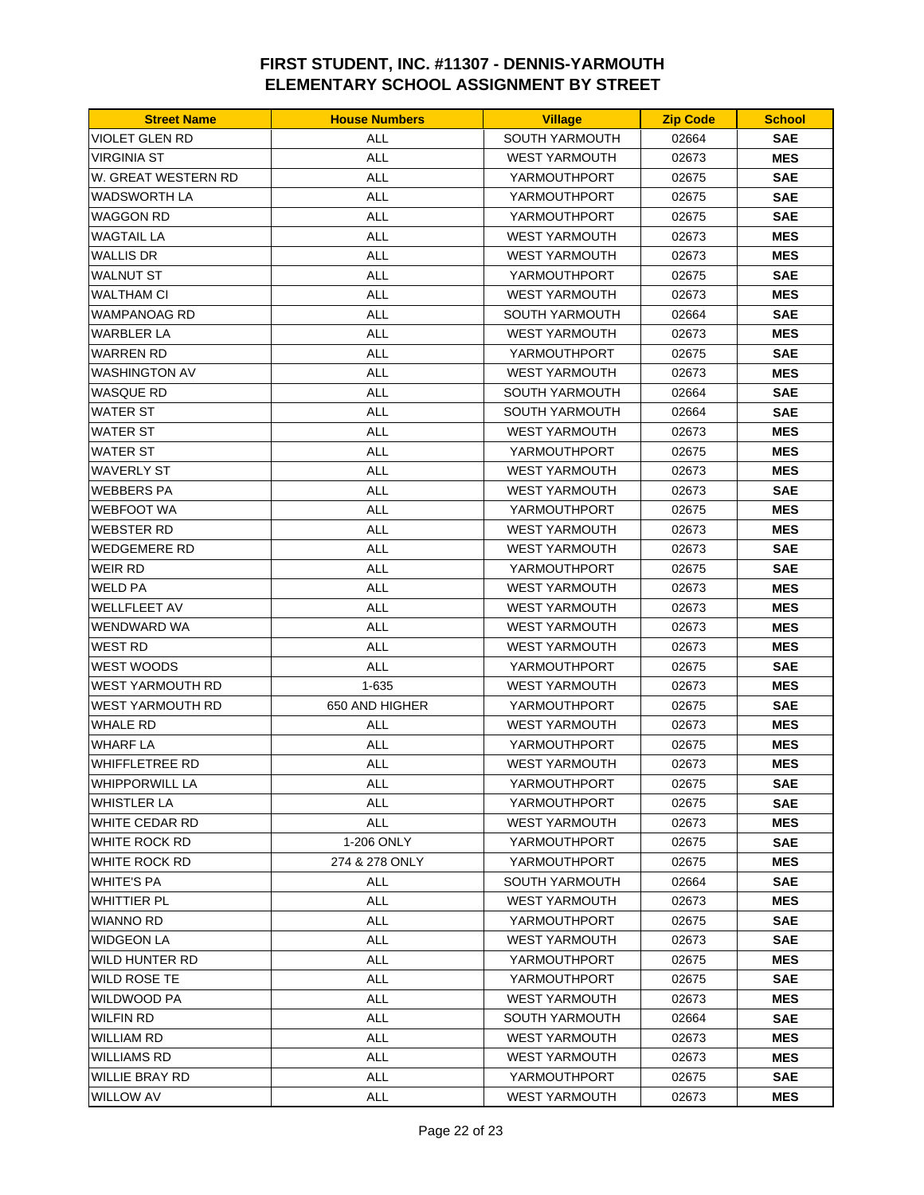# FIRST STUDENT, INC. #11307 - DENNIS-YARMOUTH
# ELEMENTARY SCHOOL ASSIGNMENT BY STREET

| Street Name | House Numbers | Village | Zip Code | School |
|---|---|---|---|---|
| VIOLET GLEN RD | ALL | SOUTH YARMOUTH | 02664 | **SAE** |
| VIRGINIA ST | ALL | WEST YARMOUTH | 02673 | **MES** |
| W. GREAT WESTERN RD | ALL | YARMOUTHPORT | 02675 | **SAE** |
| WADSWORTH LA | ALL | YARMOUTHPORT | 02675 | **SAE** |
| WAGGON RD | ALL | YARMOUTHPORT | 02675 | **SAE** |
| WAGTAIL LA | ALL | WEST YARMOUTH | 02673 | **MES** |
| WALLIS DR | ALL | WEST YARMOUTH | 02673 | **MES** |
| WALNUT ST | ALL | YARMOUTHPORT | 02675 | **SAE** |
| WALTHAM CI | ALL | WEST YARMOUTH | 02673 | **MES** |
| WAMPANOAG RD | ALL | SOUTH YARMOUTH | 02664 | **SAE** |
| WARBLER LA | ALL | WEST YARMOUTH | 02673 | **MES** |
| WARREN RD | ALL | YARMOUTHPORT | 02675 | **SAE** |
| WASHINGTON AV | ALL | WEST YARMOUTH | 02673 | **MES** |
| WASQUE RD | ALL | SOUTH YARMOUTH | 02664 | **SAE** |
| WATER ST | ALL | SOUTH YARMOUTH | 02664 | **SAE** |
| WATER ST | ALL | WEST YARMOUTH | 02673 | **MES** |
| WATER ST | ALL | YARMOUTHPORT | 02675 | **MES** |
| WAVERLY ST | ALL | WEST YARMOUTH | 02673 | **MES** |
| WEBBERS PA | ALL | WEST YARMOUTH | 02673 | **SAE** |
| WEBFOOT WA | ALL | YARMOUTHPORT | 02675 | **MES** |
| WEBSTER RD | ALL | WEST YARMOUTH | 02673 | **MES** |
| WEDGEMERE RD | ALL | WEST YARMOUTH | 02673 | **SAE** |
| WEIR RD | ALL | YARMOUTHPORT | 02675 | **SAE** |
| WELD PA | ALL | WEST YARMOUTH | 02673 | **MES** |
| WELLFLEET AV | ALL | WEST YARMOUTH | 02673 | **MES** |
| WENDWARD WA | ALL | WEST YARMOUTH | 02673 | **MES** |
| WEST RD | ALL | WEST YARMOUTH | 02673 | **MES** |
| WEST WOODS | ALL | YARMOUTHPORT | 02675 | **SAE** |
| WEST YARMOUTH RD | 1-635 | WEST YARMOUTH | 02673 | **MES** |
| WEST YARMOUTH RD | 650 AND HIGHER | YARMOUTHPORT | 02675 | **SAE** |
| WHALE RD | ALL | WEST YARMOUTH | 02673 | **MES** |
| WHARF LA | ALL | YARMOUTHPORT | 02675 | **MES** |
| WHIFFLETREE RD | ALL | WEST YARMOUTH | 02673 | **MES** |
| WHIPPORWILL LA | ALL | YARMOUTHPORT | 02675 | **SAE** |
| WHISTLER LA | ALL | YARMOUTHPORT | 02675 | **SAE** |
| WHITE CEDAR RD | ALL | WEST YARMOUTH | 02673 | **MES** |
| WHITE ROCK RD | 1-206 ONLY | YARMOUTHPORT | 02675 | **SAE** |
| WHITE ROCK RD | 274 & 278 ONLY | YARMOUTHPORT | 02675 | **MES** |
| WHITE'S PA | ALL | SOUTH YARMOUTH | 02664 | **SAE** |
| WHITTIER PL | ALL | WEST YARMOUTH | 02673 | **MES** |
| WIANNO RD | ALL | YARMOUTHPORT | 02675 | **SAE** |
| WIDGEON LA | ALL | WEST YARMOUTH | 02673 | **SAE** |
| WILD HUNTER RD | ALL | YARMOUTHPORT | 02675 | **MES** |
| WILD ROSE TE | ALL | YARMOUTHPORT | 02675 | **SAE** |
| WILDWOOD PA | ALL | WEST YARMOUTH | 02673 | **MES** |
| WILFIN RD | ALL | SOUTH YARMOUTH | 02664 | **SAE** |
| WILLIAM RD | ALL | WEST YARMOUTH | 02673 | **MES** |
| WILLIAMS RD | ALL | WEST YARMOUTH | 02673 | **MES** |
| WILLIE BRAY RD | ALL | YARMOUTHPORT | 02675 | **SAE** |
| WILLOW AV | ALL | WEST YARMOUTH | 02673 | **MES** |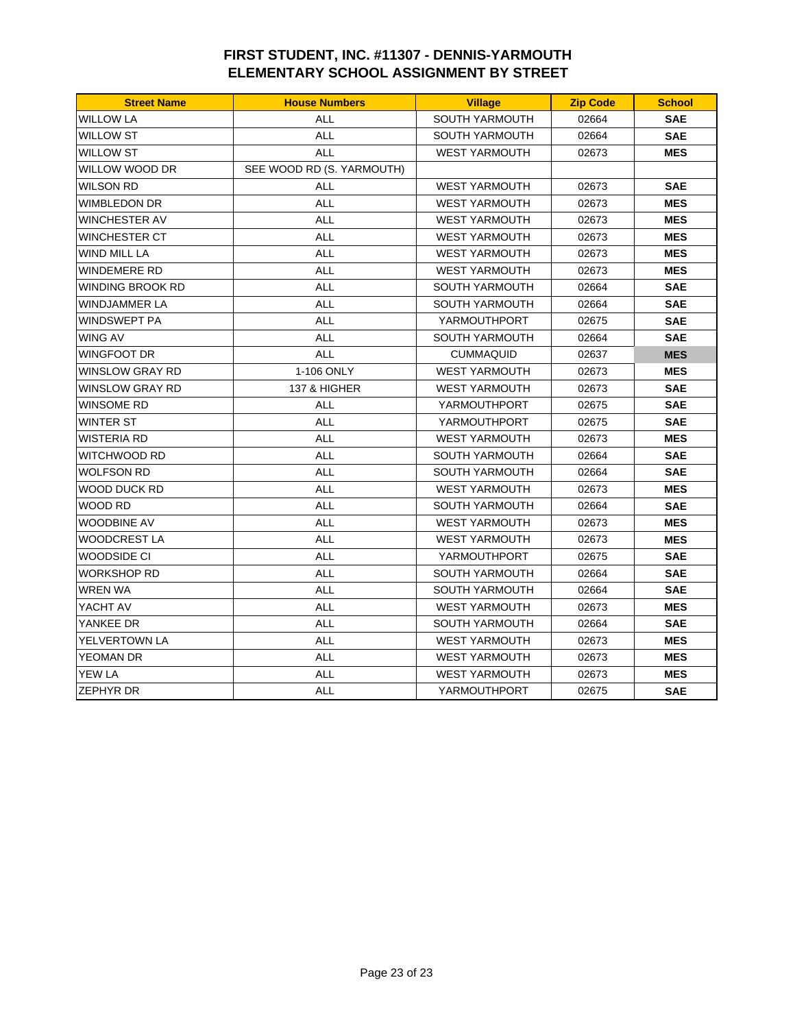# FIRST STUDENT, INC. #11307 - DENNIS-YARMOUTH
# ELEMENTARY SCHOOL ASSIGNMENT BY STREET

| Street Name | House Numbers | Village | Zip Code | School |
|---|---|---|---|---|
| WILLOW LA | ALL | SOUTH YARMOUTH | 02664 | **SAE** |
| WILLOW ST | ALL | SOUTH YARMOUTH | 02664 | **SAE** |
| WILLOW ST | ALL | WEST YARMOUTH | 02673 | **MES** |
| WILLOW WOOD DR | SEE WOOD RD (S. YARMOUTH) | | | |
| WILSON RD | ALL | WEST YARMOUTH | 02673 | **SAE** |
| WIMBLEDON DR | ALL | WEST YARMOUTH | 02673 | **MES** |
| WINCHESTER AV | ALL | WEST YARMOUTH | 02673 | **MES** |
| WINCHESTER CT | ALL | WEST YARMOUTH | 02673 | **MES** |
| WIND MILL LA | ALL | WEST YARMOUTH | 02673 | **MES** |
| WINDEMERE RD | ALL | WEST YARMOUTH | 02673 | **MES** |
| WINDING BROOK RD | ALL | SOUTH YARMOUTH | 02664 | **SAE** |
| WINDJAMMER LA | ALL | SOUTH YARMOUTH | 02664 | **SAE** |
| WINDSWEPT PA | ALL | YARMOUTHPORT | 02675 | **SAE** |
| WING AV | ALL | SOUTH YARMOUTH | 02664 | **SAE** |
| WINGFOOT DR | ALL | CUMMAQUID | 02637 | **MES** |
| WINSLOW GRAY RD | 1-106 ONLY | WEST YARMOUTH | 02673 | **MES** |
| WINSLOW GRAY RD | 137 & HIGHER | WEST YARMOUTH | 02673 | **SAE** |
| WINSOME RD | ALL | YARMOUTHPORT | 02675 | **SAE** |
| WINTER ST | ALL | YARMOUTHPORT | 02675 | **SAE** |
| WISTERIA RD | ALL | WEST YARMOUTH | 02673 | **MES** |
| WITCHWOOD RD | ALL | SOUTH YARMOUTH | 02664 | **SAE** |
| WOLFSON RD | ALL | SOUTH YARMOUTH | 02664 | **SAE** |
| WOOD DUCK RD | ALL | WEST YARMOUTH | 02673 | **MES** |
| WOOD RD | ALL | SOUTH YARMOUTH | 02664 | **SAE** |
| WOODBINE AV | ALL | WEST YARMOUTH | 02673 | **MES** |
| WOODCREST LA | ALL | WEST YARMOUTH | 02673 | **MES** |
| WOODSIDE CI | ALL | YARMOUTHPORT | 02675 | **SAE** |
| WORKSHOP RD | ALL | SOUTH YARMOUTH | 02664 | **SAE** |
| WREN WA | ALL | SOUTH YARMOUTH | 02664 | **SAE** |
| YACHT AV | ALL | WEST YARMOUTH | 02673 | **MES** |
| YANKEE DR | ALL | SOUTH YARMOUTH | 02664 | **SAE** |
| YELVERTOWN LA | ALL | WEST YARMOUTH | 02673 | **MES** |
| YEOMAN DR | ALL | WEST YARMOUTH | 02673 | **MES** |
| YEW LA | ALL | WEST YARMOUTH | 02673 | **MES** |
| ZEPHYR DR | ALL | YARMOUTHPORT | 02675 | **SAE** |